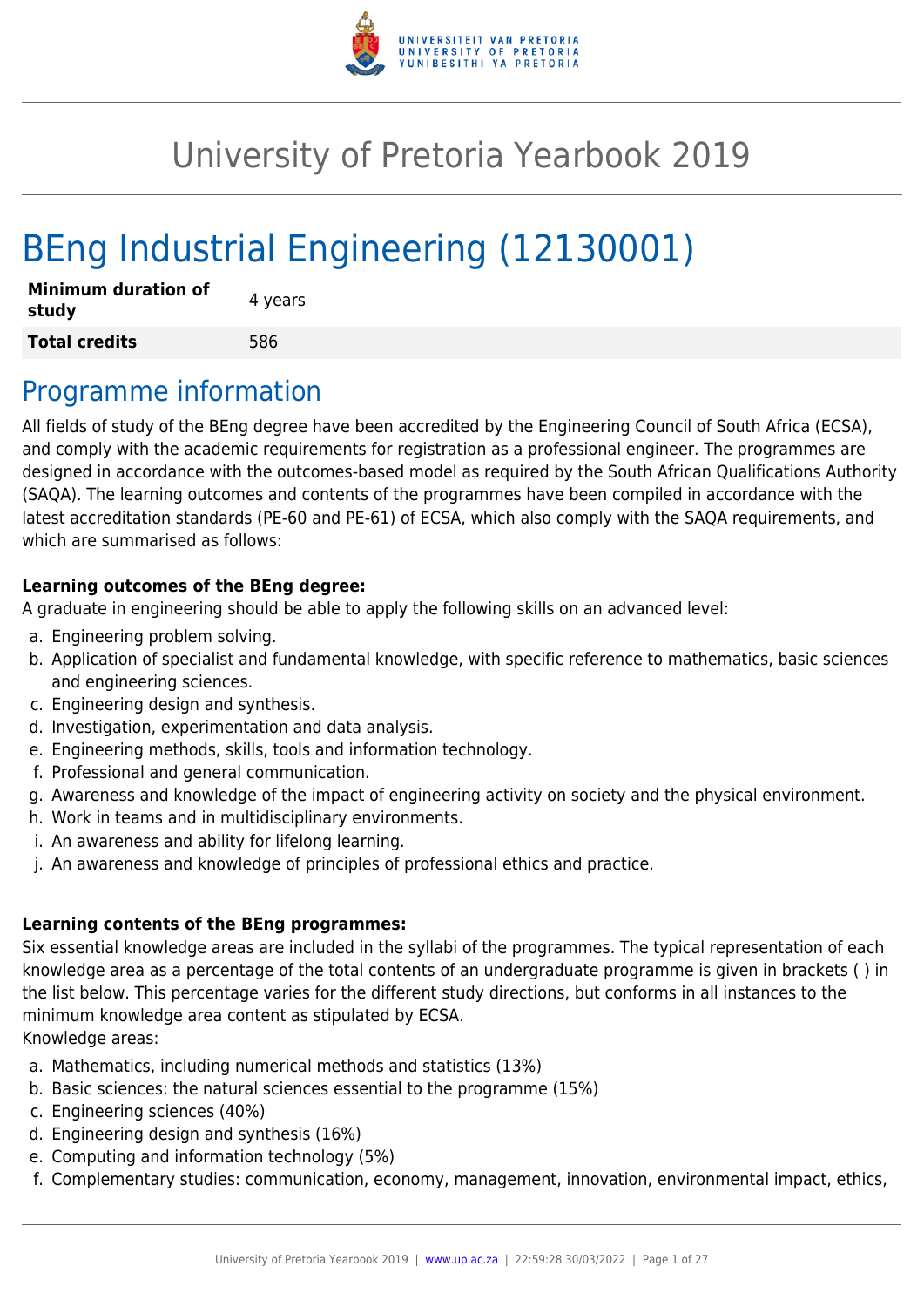# University of Pretoria Yearbook 2019

# BEng Industrial Engineering (12130001)

| | |
|---|---|
| **Minimum duration of study** | 4 years |
| **Total credits** | 586 |

## Programme information

All fields of study of the BEng degree have been accredited by the Engineering Council of South Africa (ECSA), and comply with the academic requirements for registration as a professional engineer. The programmes are designed in accordance with the outcomes-based model as required by the South African Qualifications Authority (SAQA). The learning outcomes and contents of the programmes have been compiled in accordance with the latest accreditation standards (PE-60 and PE-61) of ECSA, which also comply with the SAQA requirements, and which are summarised as follows:

**Learning outcomes of the BEng degree:**
A graduate in engineering should be able to apply the following skills on an advanced level:

a. Engineering problem solving.
b. Application of specialist and fundamental knowledge, with specific reference to mathematics, basic sciences and engineering sciences.
c. Engineering design and synthesis.
d. Investigation, experimentation and data analysis.
e. Engineering methods, skills, tools and information technology.
f. Professional and general communication.
g. Awareness and knowledge of the impact of engineering activity on society and the physical environment.
h. Work in teams and in multidisciplinary environments.
i. An awareness and ability for lifelong learning.
j. An awareness and knowledge of principles of professional ethics and practice.

**Learning contents of the BEng programmes:**
Six essential knowledge areas are included in the syllabi of the programmes. The typical representation of each knowledge area as a percentage of the total contents of an undergraduate programme is given in brackets ( ) in the list below. This percentage varies for the different study directions, but conforms in all instances to the minimum knowledge area content as stipulated by ECSA.
Knowledge areas:

a. Mathematics, including numerical methods and statistics (13%)
b. Basic sciences: the natural sciences essential to the programme (15%)
c. Engineering sciences (40%)
d. Engineering design and synthesis (16%)
e. Computing and information technology (5%)
f. Complementary studies: communication, economy, management, innovation, environmental impact, ethics,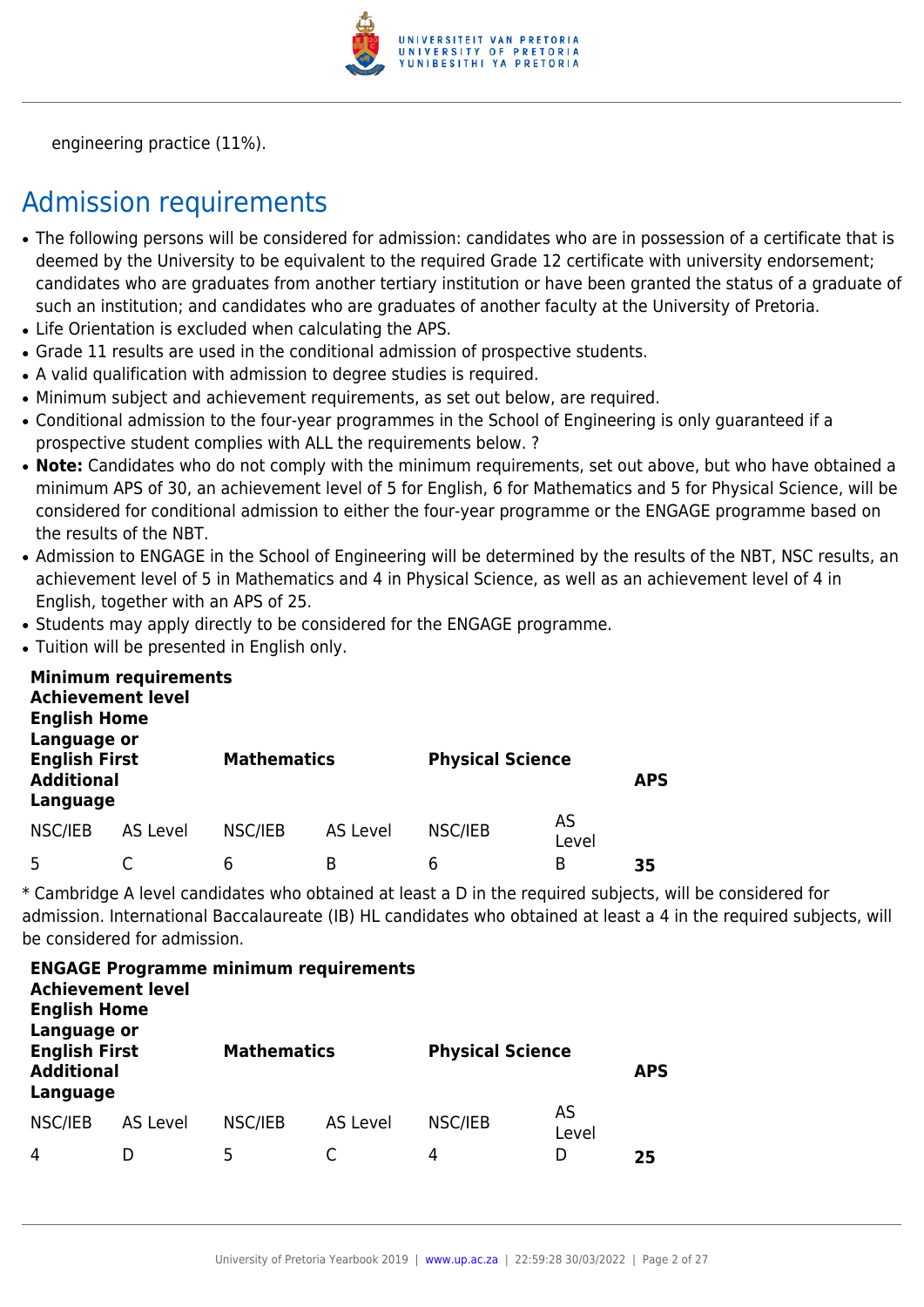engineering practice (11%).

## Admission requirements

- The following persons will be considered for admission: candidates who are in possession of a certificate that is deemed by the University to be equivalent to the required Grade 12 certificate with university endorsement; candidates who are graduates from another tertiary institution or have been granted the status of a graduate of such an institution; and candidates who are graduates of another faculty at the University of Pretoria.
- Life Orientation is excluded when calculating the APS.
- Grade 11 results are used in the conditional admission of prospective students.
- A valid qualification with admission to degree studies is required.
- Minimum subject and achievement requirements, as set out below, are required.
- Conditional admission to the four-year programmes in the School of Engineering is only guaranteed if a prospective student complies with ALL the requirements below. ?
- **Note:** Candidates who do not comply with the minimum requirements, set out above, but who have obtained a minimum APS of 30, an achievement level of 5 for English, 6 for Mathematics and 5 for Physical Science, will be considered for conditional admission to either the four-year programme or the ENGAGE programme based on the results of the NBT.
- Admission to ENGAGE in the School of Engineering will be determined by the results of the NBT, NSC results, an achievement level of 5 in Mathematics and 4 in Physical Science, as well as an achievement level of 4 in English, together with an APS of 25.
- Students may apply directly to be considered for the ENGAGE programme.
- Tuition will be presented in English only.

| **Minimum requirements Achievement level English Home Language or English First Additional Language** | | **Mathematics** | | **Physical Science** | | **APS** |
|---|---|---|---|---|---|---|
| NSC/IEB | AS Level | NSC/IEB | AS Level | NSC/IEB | AS Level | |
| 5 | C | 6 | B | 6 | B | **35** |

* Cambridge A level candidates who obtained at least a D in the required subjects, will be considered for admission. International Baccalaureate (IB) HL candidates who obtained at least a 4 in the required subjects, will be considered for admission.

| **ENGAGE Programme minimum requirements Achievement level English Home Language or English First Additional Language** | | **Mathematics** | | **Physical Science** | | **APS** |
|---|---|---|---|---|---|---|
| NSC/IEB | AS Level | NSC/IEB | AS Level | NSC/IEB | AS Level | |
| 4 | D | 5 | C | 4 | D | **25** |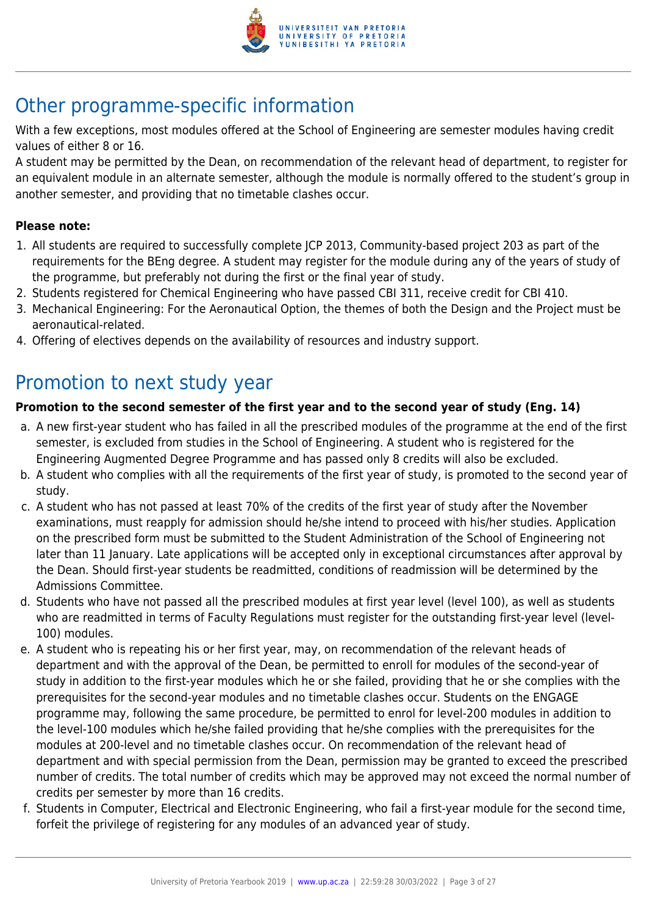## Other programme-specific information

With a few exceptions, most modules offered at the School of Engineering are semester modules having credit values of either 8 or 16.

A student may be permitted by the Dean, on recommendation of the relevant head of department, to register for an equivalent module in an alternate semester, although the module is normally offered to the student's group in another semester, and providing that no timetable clashes occur.

**Please note:**

1. All students are required to successfully complete JCP 2013, Community-based project 203 as part of the requirements for the BEng degree. A student may register for the module during any of the years of study of the programme, but preferably not during the first or the final year of study.
2. Students registered for Chemical Engineering who have passed CBI 311, receive credit for CBI 410.
3. Mechanical Engineering: For the Aeronautical Option, the themes of both the Design and the Project must be aeronautical-related.
4. Offering of electives depends on the availability of resources and industry support.

## Promotion to next study year

**Promotion to the second semester of the first year and to the second year of study (Eng. 14)**

a. A new first-year student who has failed in all the prescribed modules of the programme at the end of the first semester, is excluded from studies in the School of Engineering. A student who is registered for the Engineering Augmented Degree Programme and has passed only 8 credits will also be excluded.

b. A student who complies with all the requirements of the first year of study, is promoted to the second year of study.

c. A student who has not passed at least 70% of the credits of the first year of study after the November examinations, must reapply for admission should he/she intend to proceed with his/her studies. Application on the prescribed form must be submitted to the Student Administration of the School of Engineering not later than 11 January. Late applications will be accepted only in exceptional circumstances after approval by the Dean. Should first-year students be readmitted, conditions of readmission will be determined by the Admissions Committee.

d. Students who have not passed all the prescribed modules at first year level (level 100), as well as students who are readmitted in terms of Faculty Regulations must register for the outstanding first-year level (level-100) modules.

e. A student who is repeating his or her first year, may, on recommendation of the relevant heads of department and with the approval of the Dean, be permitted to enroll for modules of the second-year of study in addition to the first-year modules which he or she failed, providing that he or she complies with the prerequisites for the second-year modules and no timetable clashes occur. Students on the ENGAGE programme may, following the same procedure, be permitted to enrol for level-200 modules in addition to the level-100 modules which he/she failed providing that he/she complies with the prerequisites for the modules at 200-level and no timetable clashes occur. On recommendation of the relevant head of department and with special permission from the Dean, permission may be granted to exceed the prescribed number of credits. The total number of credits which may be approved may not exceed the normal number of credits per semester by more than 16 credits.

f. Students in Computer, Electrical and Electronic Engineering, who fail a first-year module for the second time, forfeit the privilege of registering for any modules of an advanced year of study.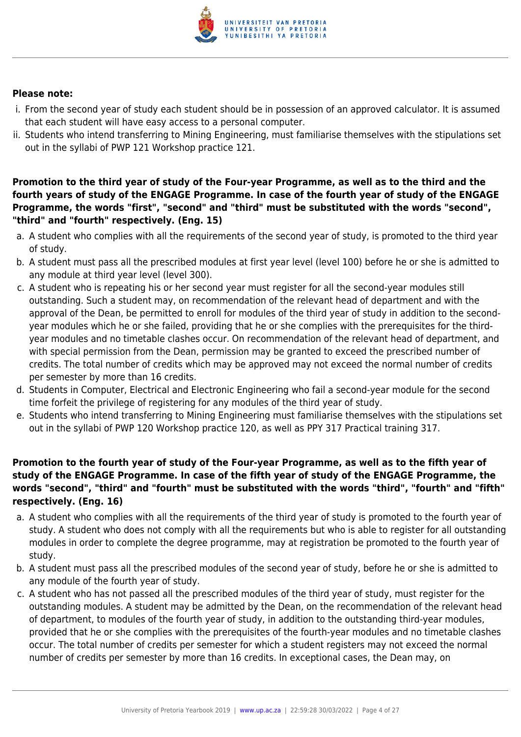**Please note:**

i. From the second year of study each student should be in possession of an approved calculator. It is assumed that each student will have easy access to a personal computer.
ii. Students who intend transferring to Mining Engineering, must familiarise themselves with the stipulations set out in the syllabi of PWP 121 Workshop practice 121.

**Promotion to the third year of study of the Four-year Programme, as well as to the third and the fourth years of study of the ENGAGE Programme. In case of the fourth year of study of the ENGAGE Programme, the words "first", "second" and "third" must be substituted with the words "second", "third" and "fourth" respectively. (Eng. 15)**

a. A student who complies with all the requirements of the second year of study, is promoted to the third year of study.
b. A student must pass all the prescribed modules at first year level (level 100) before he or she is admitted to any module at third year level (level 300).
c. A student who is repeating his or her second year must register for all the second-year modules still outstanding. Such a student may, on recommendation of the relevant head of department and with the approval of the Dean, be permitted to enroll for modules of the third year of study in addition to the second-year modules which he or she failed, providing that he or she complies with the prerequisites for the third-year modules and no timetable clashes occur. On recommendation of the relevant head of department, and with special permission from the Dean, permission may be granted to exceed the prescribed number of credits. The total number of credits which may be approved may not exceed the normal number of credits per semester by more than 16 credits.
d. Students in Computer, Electrical and Electronic Engineering who fail a second-year module for the second time forfeit the privilege of registering for any modules of the third year of study.
e. Students who intend transferring to Mining Engineering must familiarise themselves with the stipulations set out in the syllabi of PWP 120 Workshop practice 120, as well as PPY 317 Practical training 317.

**Promotion to the fourth year of study of the Four-year Programme, as well as to the fifth year of study of the ENGAGE Programme. In case of the fifth year of study of the ENGAGE Programme, the words "second", "third" and "fourth" must be substituted with the words "third", "fourth" and "fifth" respectively. (Eng. 16)**

a. A student who complies with all the requirements of the third year of study is promoted to the fourth year of study. A student who does not comply with all the requirements but who is able to register for all outstanding modules in order to complete the degree programme, may at registration be promoted to the fourth year of study.
b. A student must pass all the prescribed modules of the second year of study, before he or she is admitted to any module of the fourth year of study.
c. A student who has not passed all the prescribed modules of the third year of study, must register for the outstanding modules. A student may be admitted by the Dean, on the recommendation of the relevant head of department, to modules of the fourth year of study, in addition to the outstanding third-year modules, provided that he or she complies with the prerequisites of the fourth-year modules and no timetable clashes occur. The total number of credits per semester for which a student registers may not exceed the normal number of credits per semester by more than 16 credits. In exceptional cases, the Dean may, on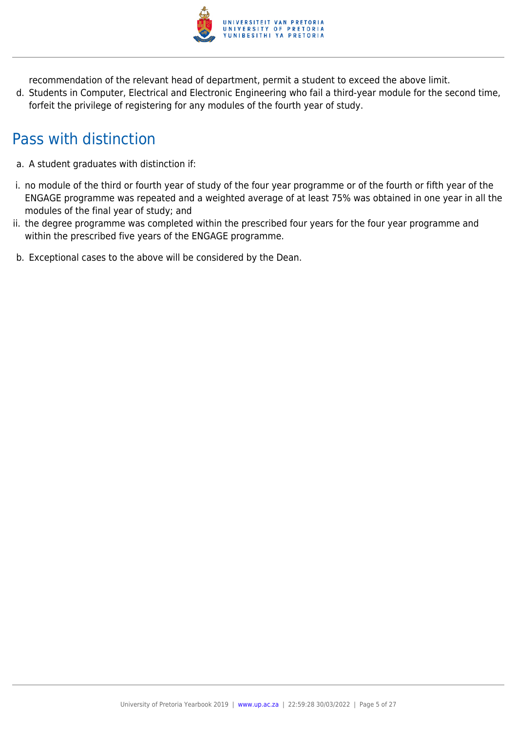recommendation of the relevant head of department, permit a student to exceed the above limit.

d. Students in Computer, Electrical and Electronic Engineering who fail a third-year module for the second time, forfeit the privilege of registering for any modules of the fourth year of study.

## Pass with distinction

a. A student graduates with distinction if:

i. no module of the third or fourth year of study of the four year programme or of the fourth or fifth year of the ENGAGE programme was repeated and a weighted average of at least 75% was obtained in one year in all the modules of the final year of study; and

ii. the degree programme was completed within the prescribed four years for the four year programme and within the prescribed five years of the ENGAGE programme.

b. Exceptional cases to the above will be considered by the Dean.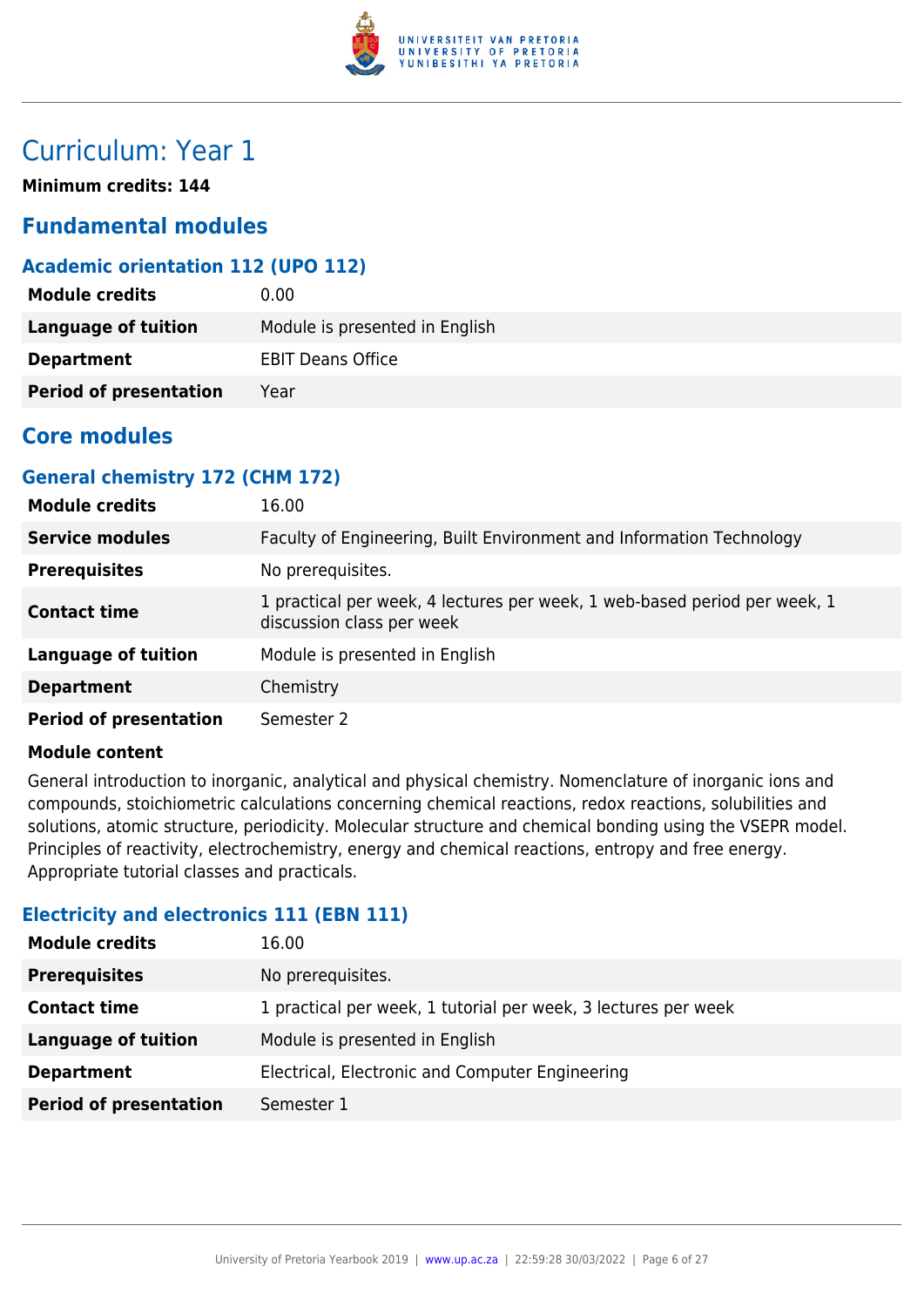# Curriculum: Year 1

**Minimum credits: 144**

## Fundamental modules

### Academic orientation 112 (UPO 112)

| | |
|---|---|
| **Module credits** | 0.00 |
| **Language of tuition** | Module is presented in English |
| **Department** | EBIT Deans Office |
| **Period of presentation** | Year |

## Core modules

### General chemistry 172 (CHM 172)

| | |
|---|---|
| **Module credits** | 16.00 |
| **Service modules** | Faculty of Engineering, Built Environment and Information Technology |
| **Prerequisites** | No prerequisites. |
| **Contact time** | 1 practical per week, 4 lectures per week, 1 web-based period per week, 1 discussion class per week |
| **Language of tuition** | Module is presented in English |
| **Department** | Chemistry |
| **Period of presentation** | Semester 2 |

**Module content**

General introduction to inorganic, analytical and physical chemistry. Nomenclature of inorganic ions and compounds, stoichiometric calculations concerning chemical reactions, redox reactions, solubilities and solutions, atomic structure, periodicity. Molecular structure and chemical bonding using the VSEPR model. Principles of reactivity, electrochemistry, energy and chemical reactions, entropy and free energy. Appropriate tutorial classes and practicals.

### Electricity and electronics 111 (EBN 111)

| | |
|---|---|
| **Module credits** | 16.00 |
| **Prerequisites** | No prerequisites. |
| **Contact time** | 1 practical per week, 1 tutorial per week, 3 lectures per week |
| **Language of tuition** | Module is presented in English |
| **Department** | Electrical, Electronic and Computer Engineering |
| **Period of presentation** | Semester 1 |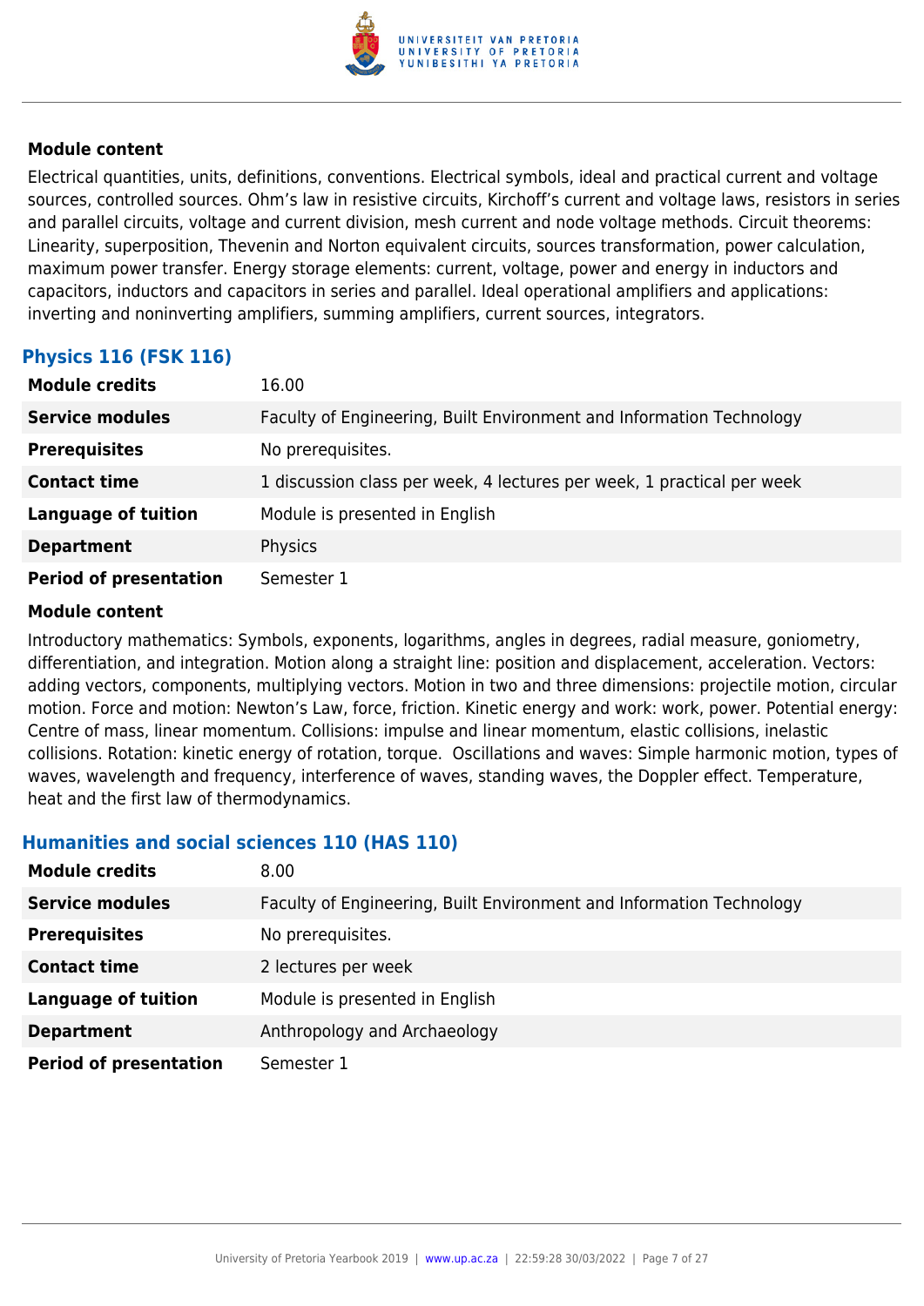#### Module content

Electrical quantities, units, definitions, conventions. Electrical symbols, ideal and practical current and voltage sources, controlled sources. Ohm's law in resistive circuits, Kirchoff's current and voltage laws, resistors in series and parallel circuits, voltage and current division, mesh current and node voltage methods. Circuit theorems: Linearity, superposition, Thevenin and Norton equivalent circuits, sources transformation, power calculation, maximum power transfer. Energy storage elements: current, voltage, power and energy in inductors and capacitors, inductors and capacitors in series and parallel. Ideal operational amplifiers and applications: inverting and noninverting amplifiers, summing amplifiers, current sources, integrators.

### Physics 116 (FSK 116)

| | |
|---|---|
| **Module credits** | 16.00 |
| **Service modules** | Faculty of Engineering, Built Environment and Information Technology |
| **Prerequisites** | No prerequisites. |
| **Contact time** | 1 discussion class per week, 4 lectures per week, 1 practical per week |
| **Language of tuition** | Module is presented in English |
| **Department** | Physics |
| **Period of presentation** | Semester 1 |

#### Module content

Introductory mathematics: Symbols, exponents, logarithms, angles in degrees, radial measure, goniometry, differentiation, and integration. Motion along a straight line: position and displacement, acceleration. Vectors: adding vectors, components, multiplying vectors. Motion in two and three dimensions: projectile motion, circular motion. Force and motion: Newton's Law, force, friction. Kinetic energy and work: work, power. Potential energy: Centre of mass, linear momentum. Collisions: impulse and linear momentum, elastic collisions, inelastic collisions. Rotation: kinetic energy of rotation, torque. Oscillations and waves: Simple harmonic motion, types of waves, wavelength and frequency, interference of waves, standing waves, the Doppler effect. Temperature, heat and the first law of thermodynamics.

### Humanities and social sciences 110 (HAS 110)

| | |
|---|---|
| **Module credits** | 8.00 |
| **Service modules** | Faculty of Engineering, Built Environment and Information Technology |
| **Prerequisites** | No prerequisites. |
| **Contact time** | 2 lectures per week |
| **Language of tuition** | Module is presented in English |
| **Department** | Anthropology and Archaeology |
| **Period of presentation** | Semester 1 |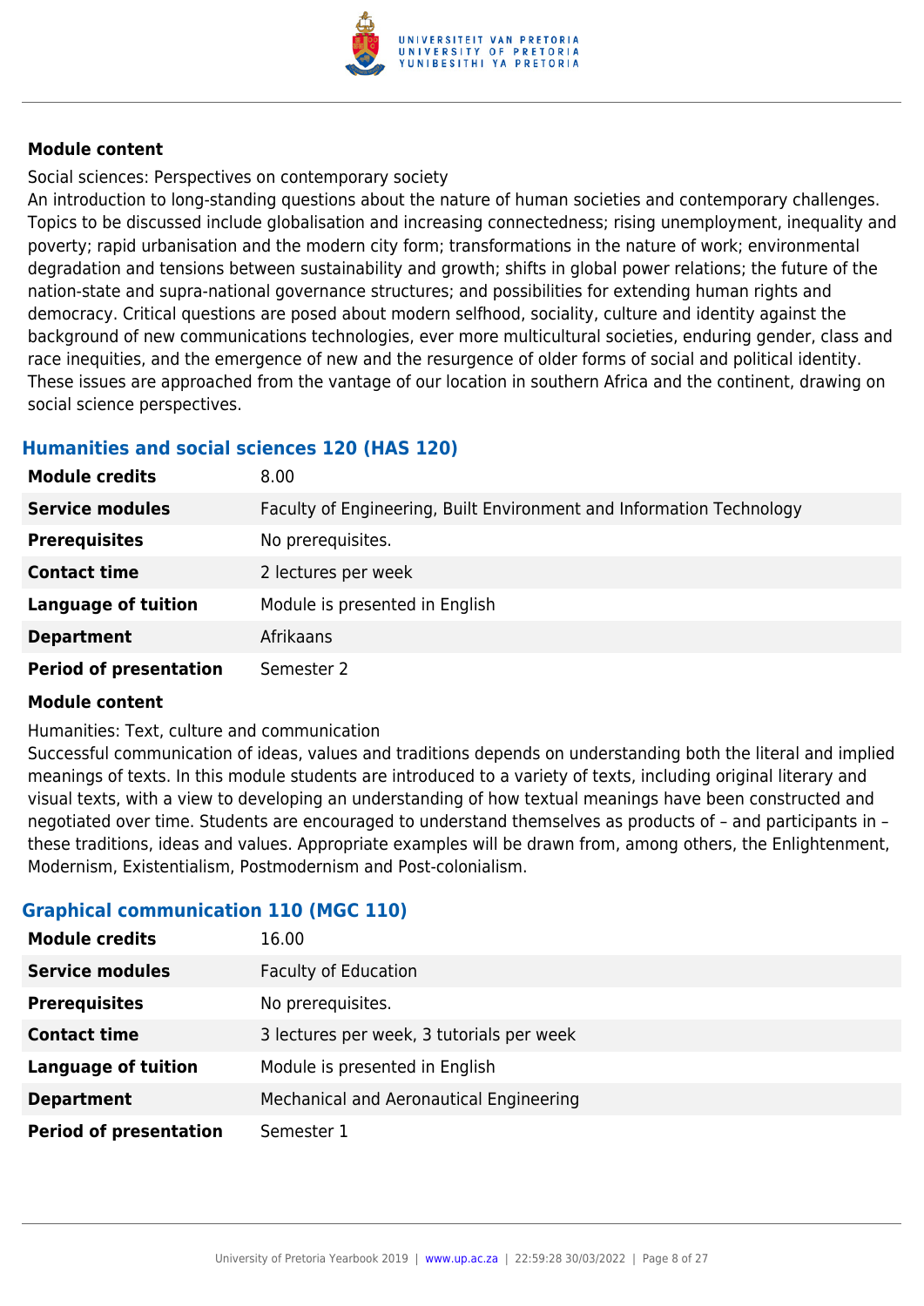**Module content**

Social sciences: Perspectives on contemporary society
An introduction to long-standing questions about the nature of human societies and contemporary challenges. Topics to be discussed include globalisation and increasing connectedness; rising unemployment, inequality and poverty; rapid urbanisation and the modern city form; transformations in the nature of work; environmental degradation and tensions between sustainability and growth; shifts in global power relations; the future of the nation-state and supra-national governance structures; and possibilities for extending human rights and democracy. Critical questions are posed about modern selfhood, sociality, culture and identity against the background of new communications technologies, ever more multicultural societies, enduring gender, class and race inequities, and the emergence of new and the resurgence of older forms of social and political identity. These issues are approached from the vantage of our location in southern Africa and the continent, drawing on social science perspectives.

### Humanities and social sciences 120 (HAS 120)

| | |
|---|---|
| **Module credits** | 8.00 |
| **Service modules** | Faculty of Engineering, Built Environment and Information Technology |
| **Prerequisites** | No prerequisites. |
| **Contact time** | 2 lectures per week |
| **Language of tuition** | Module is presented in English |
| **Department** | Afrikaans |
| **Period of presentation** | Semester 2 |

**Module content**

Humanities: Text, culture and communication
Successful communication of ideas, values and traditions depends on understanding both the literal and implied meanings of texts. In this module students are introduced to a variety of texts, including original literary and visual texts, with a view to developing an understanding of how textual meanings have been constructed and negotiated over time. Students are encouraged to understand themselves as products of – and participants in – these traditions, ideas and values. Appropriate examples will be drawn from, among others, the Enlightenment, Modernism, Existentialism, Postmodernism and Post-colonialism.

### Graphical communication 110 (MGC 110)

| | |
|---|---|
| **Module credits** | 16.00 |
| **Service modules** | Faculty of Education |
| **Prerequisites** | No prerequisites. |
| **Contact time** | 3 lectures per week, 3 tutorials per week |
| **Language of tuition** | Module is presented in English |
| **Department** | Mechanical and Aeronautical Engineering |
| **Period of presentation** | Semester 1 |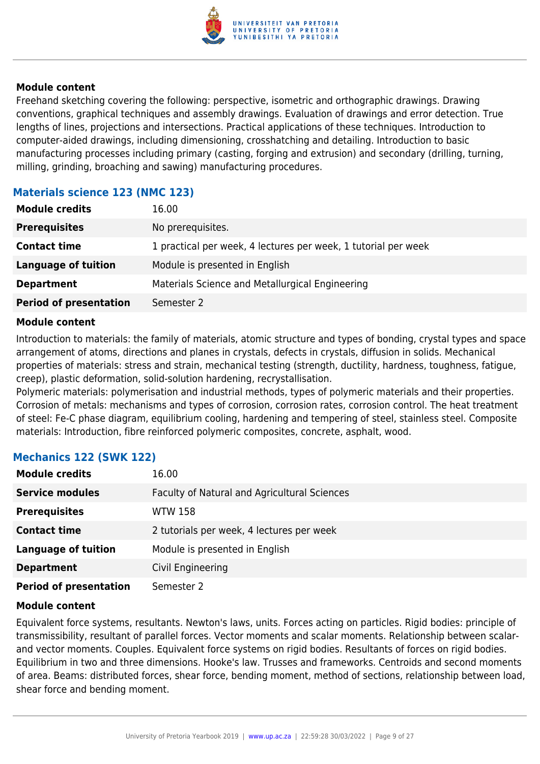#### Module content

Freehand sketching covering the following: perspective, isometric and orthographic drawings. Drawing conventions, graphical techniques and assembly drawings. Evaluation of drawings and error detection. True lengths of lines, projections and intersections. Practical applications of these techniques. Introduction to computer-aided drawings, including dimensioning, crosshatching and detailing. Introduction to basic manufacturing processes including primary (casting, forging and extrusion) and secondary (drilling, turning, milling, grinding, broaching and sawing) manufacturing procedures.

### Materials science 123 (NMC 123)

| | |
|---|---|
| **Module credits** | 16.00 |
| **Prerequisites** | No prerequisites. |
| **Contact time** | 1 practical per week, 4 lectures per week, 1 tutorial per week |
| **Language of tuition** | Module is presented in English |
| **Department** | Materials Science and Metallurgical Engineering |
| **Period of presentation** | Semester 2 |

#### Module content

Introduction to materials: the family of materials, atomic structure and types of bonding, crystal types and space arrangement of atoms, directions and planes in crystals, defects in crystals, diffusion in solids. Mechanical properties of materials: stress and strain, mechanical testing (strength, ductility, hardness, toughness, fatigue, creep), plastic deformation, solid-solution hardening, recrystallisation.
Polymeric materials: polymerisation and industrial methods, types of polymeric materials and their properties. Corrosion of metals: mechanisms and types of corrosion, corrosion rates, corrosion control. The heat treatment of steel: Fe-C phase diagram, equilibrium cooling, hardening and tempering of steel, stainless steel. Composite materials: Introduction, fibre reinforced polymeric composites, concrete, asphalt, wood.

### Mechanics 122 (SWK 122)

| | |
|---|---|
| **Module credits** | 16.00 |
| **Service modules** | Faculty of Natural and Agricultural Sciences |
| **Prerequisites** | WTW 158 |
| **Contact time** | 2 tutorials per week, 4 lectures per week |
| **Language of tuition** | Module is presented in English |
| **Department** | Civil Engineering |
| **Period of presentation** | Semester 2 |

#### Module content

Equivalent force systems, resultants. Newton's laws, units. Forces acting on particles. Rigid bodies: principle of transmissibility, resultant of parallel forces. Vector moments and scalar moments. Relationship between scalar- and vector moments. Couples. Equivalent force systems on rigid bodies. Resultants of forces on rigid bodies. Equilibrium in two and three dimensions. Hooke's law. Trusses and frameworks. Centroids and second moments of area. Beams: distributed forces, shear force, bending moment, method of sections, relationship between load, shear force and bending moment.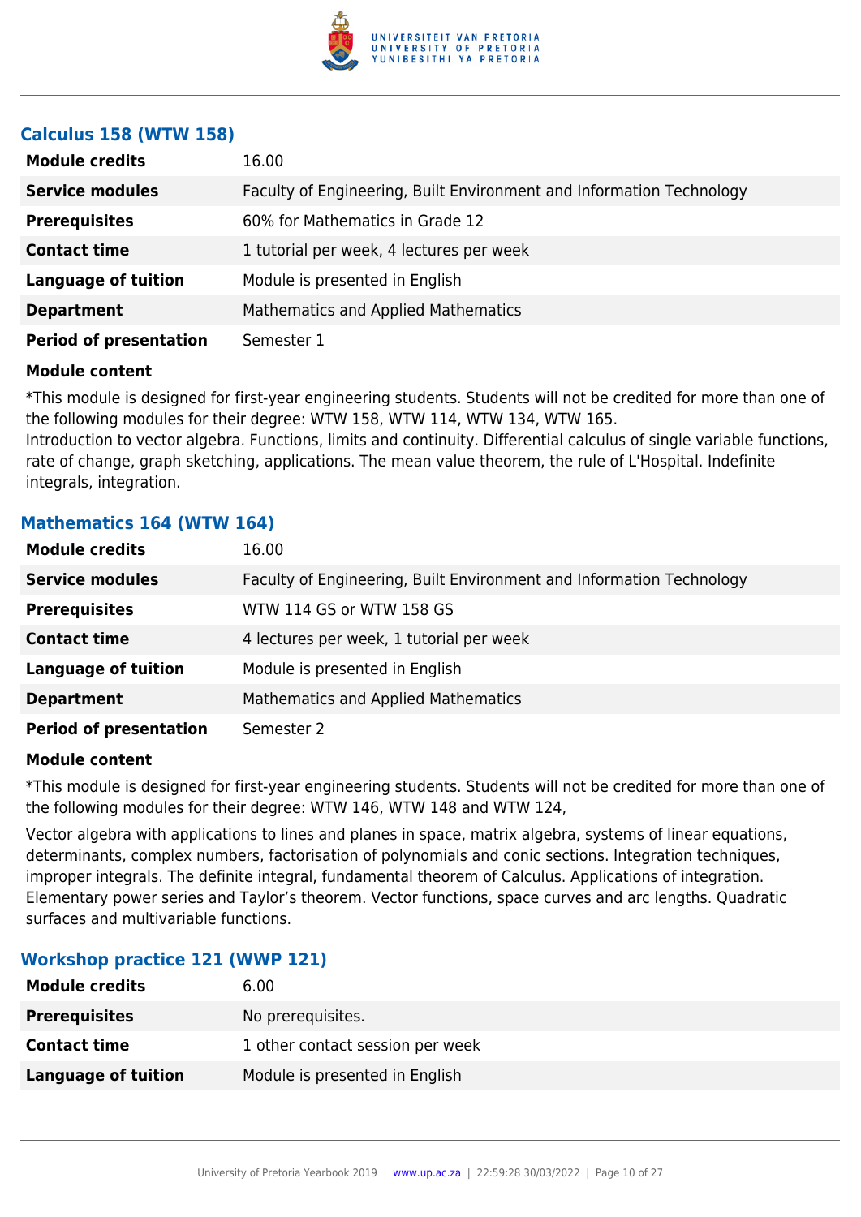### Calculus 158 (WTW 158)

| | |
|---|---|
| **Module credits** | 16.00 |
| **Service modules** | Faculty of Engineering, Built Environment and Information Technology |
| **Prerequisites** | 60% for Mathematics in Grade 12 |
| **Contact time** | 1 tutorial per week, 4 lectures per week |
| **Language of tuition** | Module is presented in English |
| **Department** | Mathematics and Applied Mathematics |
| **Period of presentation** | Semester 1 |

**Module content**

*This module is designed for first-year engineering students. Students will not be credited for more than one of the following modules for their degree: WTW 158, WTW 114, WTW 134, WTW 165.
Introduction to vector algebra. Functions, limits and continuity. Differential calculus of single variable functions, rate of change, graph sketching, applications. The mean value theorem, the rule of L'Hospital. Indefinite integrals, integration.

### Mathematics 164 (WTW 164)

| | |
|---|---|
| **Module credits** | 16.00 |
| **Service modules** | Faculty of Engineering, Built Environment and Information Technology |
| **Prerequisites** | WTW 114 GS or WTW 158 GS |
| **Contact time** | 4 lectures per week, 1 tutorial per week |
| **Language of tuition** | Module is presented in English |
| **Department** | Mathematics and Applied Mathematics |
| **Period of presentation** | Semester 2 |

**Module content**

*This module is designed for first-year engineering students. Students will not be credited for more than one of the following modules for their degree: WTW 146, WTW 148 and WTW 124,

Vector algebra with applications to lines and planes in space, matrix algebra, systems of linear equations, determinants, complex numbers, factorisation of polynomials and conic sections. Integration techniques, improper integrals. The definite integral, fundamental theorem of Calculus. Applications of integration. Elementary power series and Taylor's theorem. Vector functions, space curves and arc lengths. Quadratic surfaces and multivariable functions.

### Workshop practice 121 (WWP 121)

| | |
|---|---|
| **Module credits** | 6.00 |
| **Prerequisites** | No prerequisites. |
| **Contact time** | 1 other contact session per week |
| **Language of tuition** | Module is presented in English |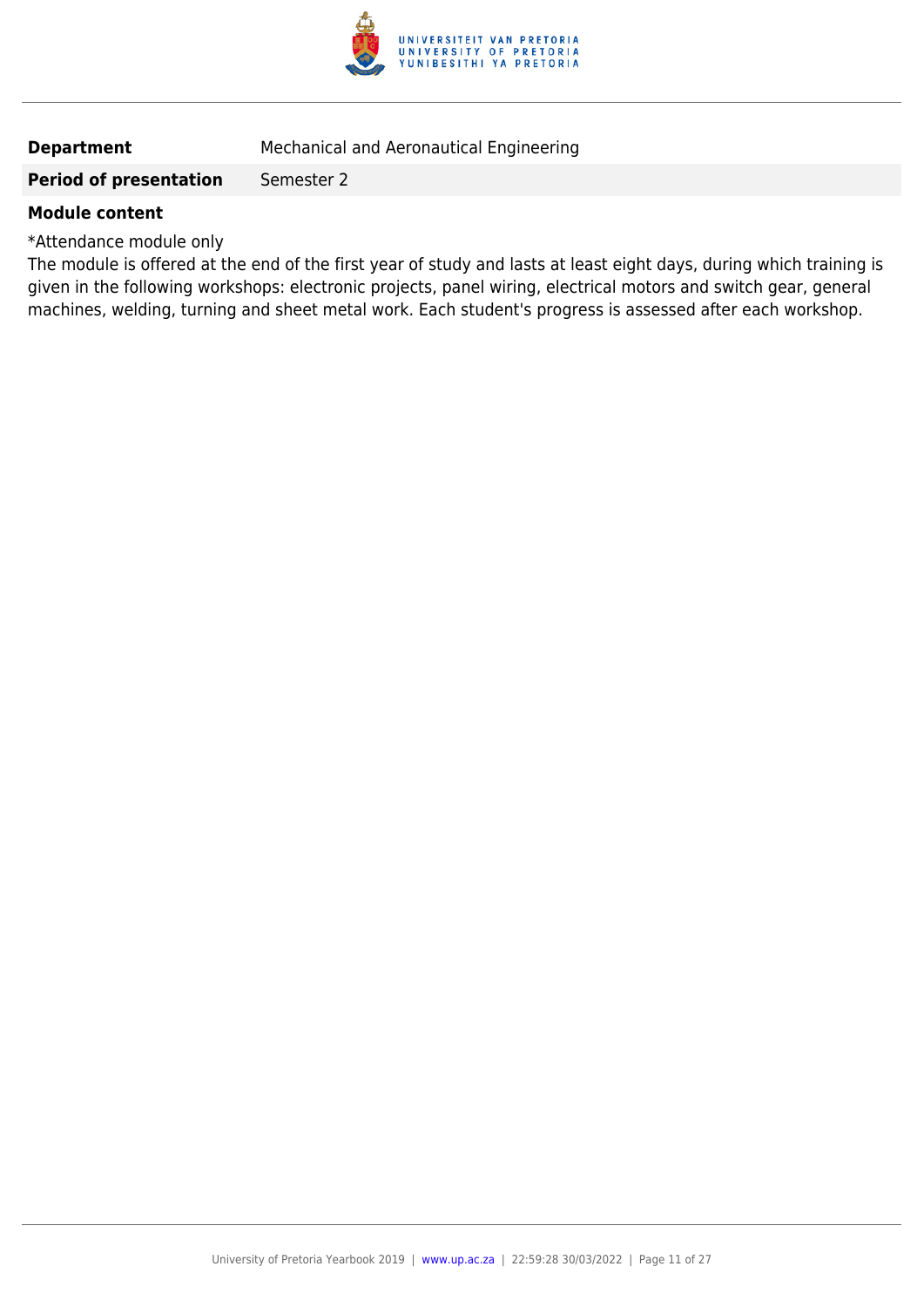| | |
|---|---|
| **Department** | Mechanical and Aeronautical Engineering |
| **Period of presentation** | Semester 2 |

**Module content**

*Attendance module only

The module is offered at the end of the first year of study and lasts at least eight days, during which training is given in the following workshops: electronic projects, panel wiring, electrical motors and switch gear, general machines, welding, turning and sheet metal work. Each student's progress is assessed after each workshop.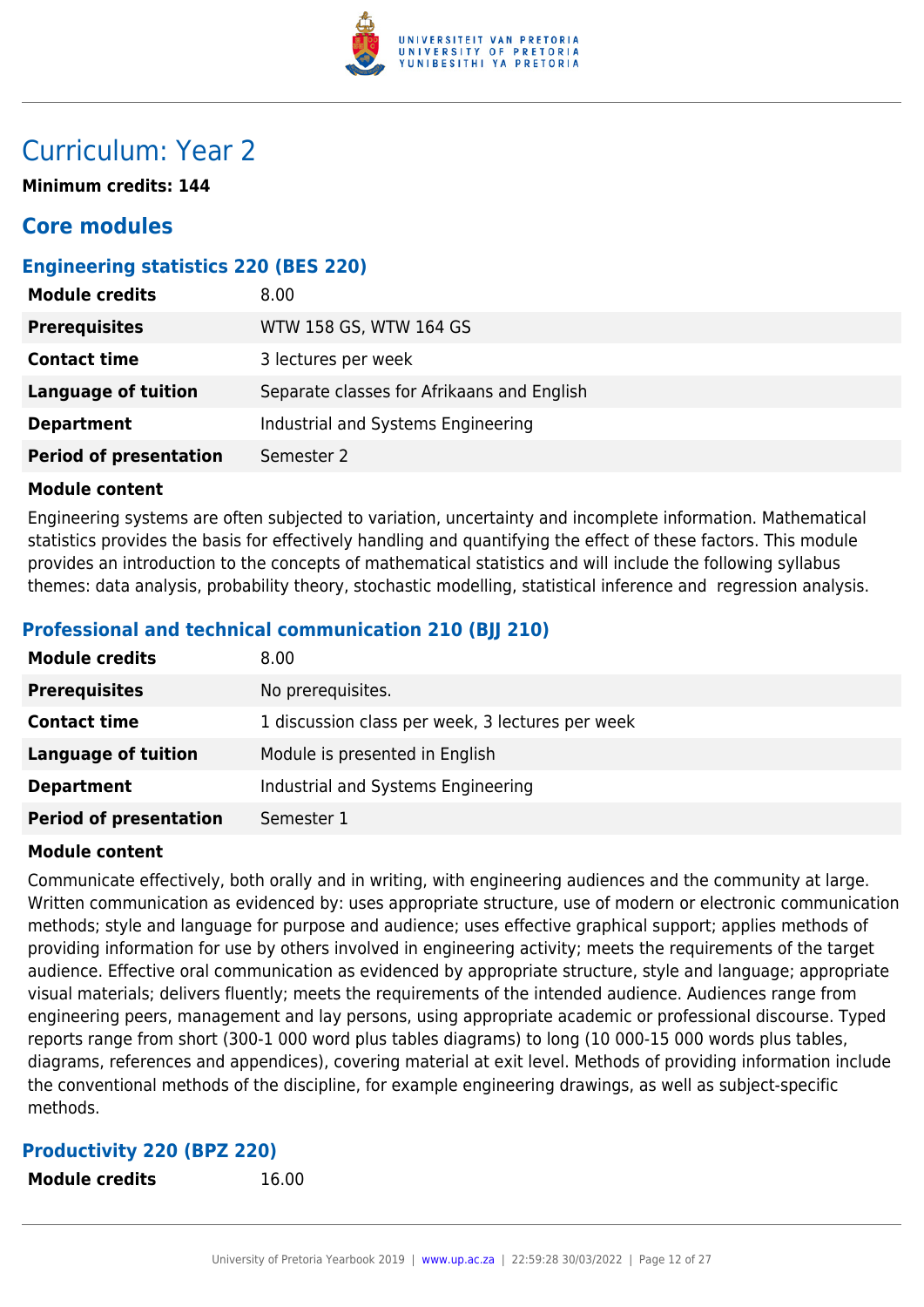# Curriculum: Year 2

**Minimum credits: 144**

## Core modules

### Engineering statistics 220 (BES 220)

| | |
|---|---|
| **Module credits** | 8.00 |
| **Prerequisites** | WTW 158 GS, WTW 164 GS |
| **Contact time** | 3 lectures per week |
| **Language of tuition** | Separate classes for Afrikaans and English |
| **Department** | Industrial and Systems Engineering |
| **Period of presentation** | Semester 2 |

**Module content**

Engineering systems are often subjected to variation, uncertainty and incomplete information. Mathematical statistics provides the basis for effectively handling and quantifying the effect of these factors. This module provides an introduction to the concepts of mathematical statistics and will include the following syllabus themes: data analysis, probability theory, stochastic modelling, statistical inference and regression analysis.

### Professional and technical communication 210 (BJJ 210)

| | |
|---|---|
| **Module credits** | 8.00 |
| **Prerequisites** | No prerequisites. |
| **Contact time** | 1 discussion class per week, 3 lectures per week |
| **Language of tuition** | Module is presented in English |
| **Department** | Industrial and Systems Engineering |
| **Period of presentation** | Semester 1 |

**Module content**

Communicate effectively, both orally and in writing, with engineering audiences and the community at large. Written communication as evidenced by: uses appropriate structure, use of modern or electronic communication methods; style and language for purpose and audience; uses effective graphical support; applies methods of providing information for use by others involved in engineering activity; meets the requirements of the target audience. Effective oral communication as evidenced by appropriate structure, style and language; appropriate visual materials; delivers fluently; meets the requirements of the intended audience. Audiences range from engineering peers, management and lay persons, using appropriate academic or professional discourse. Typed reports range from short (300-1 000 word plus tables diagrams) to long (10 000-15 000 words plus tables, diagrams, references and appendices), covering material at exit level. Methods of providing information include the conventional methods of the discipline, for example engineering drawings, as well as subject-specific methods.

### Productivity 220 (BPZ 220)

| | |
|---|---|
| **Module credits** | 16.00 |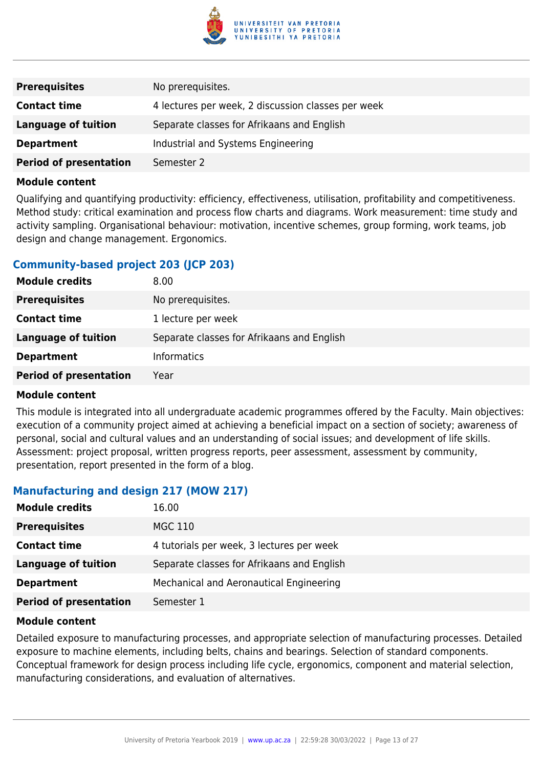| | |
|---|---|
| **Prerequisites** | No prerequisites. |
| **Contact time** | 4 lectures per week, 2 discussion classes per week |
| **Language of tuition** | Separate classes for Afrikaans and English |
| **Department** | Industrial and Systems Engineering |
| **Period of presentation** | Semester 2 |

**Module content**

Qualifying and quantifying productivity: efficiency, effectiveness, utilisation, profitability and competitiveness. Method study: critical examination and process flow charts and diagrams. Work measurement: time study and activity sampling. Organisational behaviour: motivation, incentive schemes, group forming, work teams, job design and change management. Ergonomics.

### Community-based project 203 (JCP 203)

| | |
|---|---|
| **Module credits** | 8.00 |
| **Prerequisites** | No prerequisites. |
| **Contact time** | 1 lecture per week |
| **Language of tuition** | Separate classes for Afrikaans and English |
| **Department** | Informatics |
| **Period of presentation** | Year |

**Module content**

This module is integrated into all undergraduate academic programmes offered by the Faculty. Main objectives: execution of a community project aimed at achieving a beneficial impact on a section of society; awareness of personal, social and cultural values and an understanding of social issues; and development of life skills. Assessment: project proposal, written progress reports, peer assessment, assessment by community, presentation, report presented in the form of a blog.

### Manufacturing and design 217 (MOW 217)

| | |
|---|---|
| **Module credits** | 16.00 |
| **Prerequisites** | MGC 110 |
| **Contact time** | 4 tutorials per week, 3 lectures per week |
| **Language of tuition** | Separate classes for Afrikaans and English |
| **Department** | Mechanical and Aeronautical Engineering |
| **Period of presentation** | Semester 1 |

**Module content**

Detailed exposure to manufacturing processes, and appropriate selection of manufacturing processes. Detailed exposure to machine elements, including belts, chains and bearings. Selection of standard components. Conceptual framework for design process including life cycle, ergonomics, component and material selection, manufacturing considerations, and evaluation of alternatives.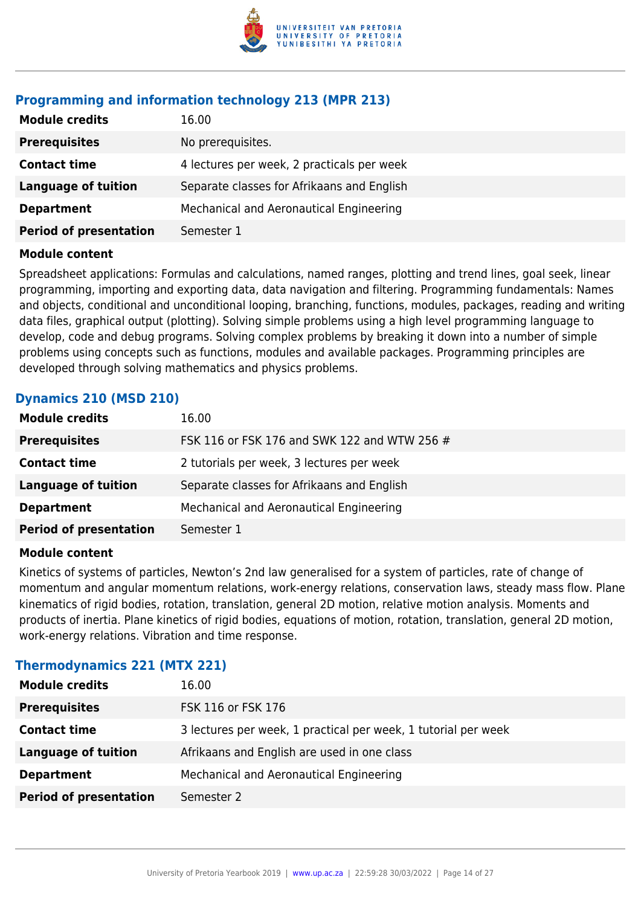### Programming and information technology 213 (MPR 213)

| | |
|---|---|
| **Module credits** | 16.00 |
| **Prerequisites** | No prerequisites. |
| **Contact time** | 4 lectures per week, 2 practicals per week |
| **Language of tuition** | Separate classes for Afrikaans and English |
| **Department** | Mechanical and Aeronautical Engineering |
| **Period of presentation** | Semester 1 |

**Module content**

Spreadsheet applications: Formulas and calculations, named ranges, plotting and trend lines, goal seek, linear programming, importing and exporting data, data navigation and filtering. Programming fundamentals: Names and objects, conditional and unconditional looping, branching, functions, modules, packages, reading and writing data files, graphical output (plotting). Solving simple problems using a high level programming language to develop, code and debug programs. Solving complex problems by breaking it down into a number of simple problems using concepts such as functions, modules and available packages. Programming principles are developed through solving mathematics and physics problems.

### Dynamics 210 (MSD 210)

| | |
|---|---|
| **Module credits** | 16.00 |
| **Prerequisites** | FSK 116 or FSK 176 and SWK 122 and WTW 256 # |
| **Contact time** | 2 tutorials per week, 3 lectures per week |
| **Language of tuition** | Separate classes for Afrikaans and English |
| **Department** | Mechanical and Aeronautical Engineering |
| **Period of presentation** | Semester 1 |

**Module content**

Kinetics of systems of particles, Newton's 2nd law generalised for a system of particles, rate of change of momentum and angular momentum relations, work-energy relations, conservation laws, steady mass flow. Plane kinematics of rigid bodies, rotation, translation, general 2D motion, relative motion analysis. Moments and products of inertia. Plane kinetics of rigid bodies, equations of motion, rotation, translation, general 2D motion, work-energy relations. Vibration and time response.

### Thermodynamics 221 (MTX 221)

| | |
|---|---|
| **Module credits** | 16.00 |
| **Prerequisites** | FSK 116 or FSK 176 |
| **Contact time** | 3 lectures per week, 1 practical per week, 1 tutorial per week |
| **Language of tuition** | Afrikaans and English are used in one class |
| **Department** | Mechanical and Aeronautical Engineering |
| **Period of presentation** | Semester 2 |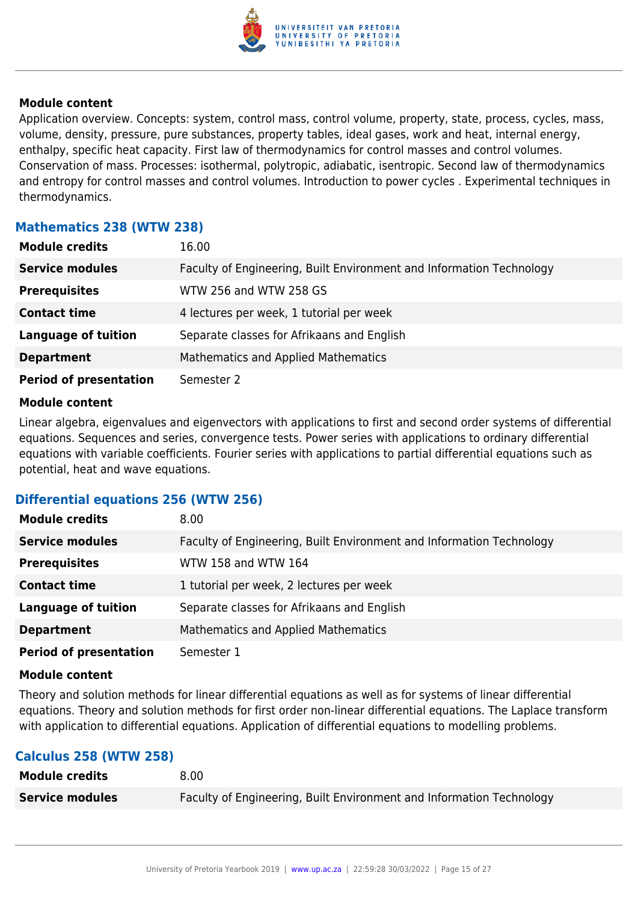#### Module content

Application overview. Concepts: system, control mass, control volume, property, state, process, cycles, mass, volume, density, pressure, pure substances, property tables, ideal gases, work and heat, internal energy, enthalpy, specific heat capacity. First law of thermodynamics for control masses and control volumes. Conservation of mass. Processes: isothermal, polytropic, adiabatic, isentropic. Second law of thermodynamics and entropy for control masses and control volumes. Introduction to power cycles . Experimental techniques in thermodynamics.

### Mathematics 238 (WTW 238)

| | |
|---|---|
| **Module credits** | 16.00 |
| **Service modules** | Faculty of Engineering, Built Environment and Information Technology |
| **Prerequisites** | WTW 256 and WTW 258 GS |
| **Contact time** | 4 lectures per week, 1 tutorial per week |
| **Language of tuition** | Separate classes for Afrikaans and English |
| **Department** | Mathematics and Applied Mathematics |
| **Period of presentation** | Semester 2 |

#### Module content

Linear algebra, eigenvalues and eigenvectors with applications to first and second order systems of differential equations. Sequences and series, convergence tests. Power series with applications to ordinary differential equations with variable coefficients. Fourier series with applications to partial differential equations such as potential, heat and wave equations.

### Differential equations 256 (WTW 256)

| | |
|---|---|
| **Module credits** | 8.00 |
| **Service modules** | Faculty of Engineering, Built Environment and Information Technology |
| **Prerequisites** | WTW 158 and WTW 164 |
| **Contact time** | 1 tutorial per week, 2 lectures per week |
| **Language of tuition** | Separate classes for Afrikaans and English |
| **Department** | Mathematics and Applied Mathematics |
| **Period of presentation** | Semester 1 |

#### Module content

Theory and solution methods for linear differential equations as well as for systems of linear differential equations. Theory and solution methods for first order non-linear differential equations. The Laplace transform with application to differential equations. Application of differential equations to modelling problems.

### Calculus 258 (WTW 258)

| | |
|---|---|
| **Module credits** | 8.00 |
| **Service modules** | Faculty of Engineering, Built Environment and Information Technology |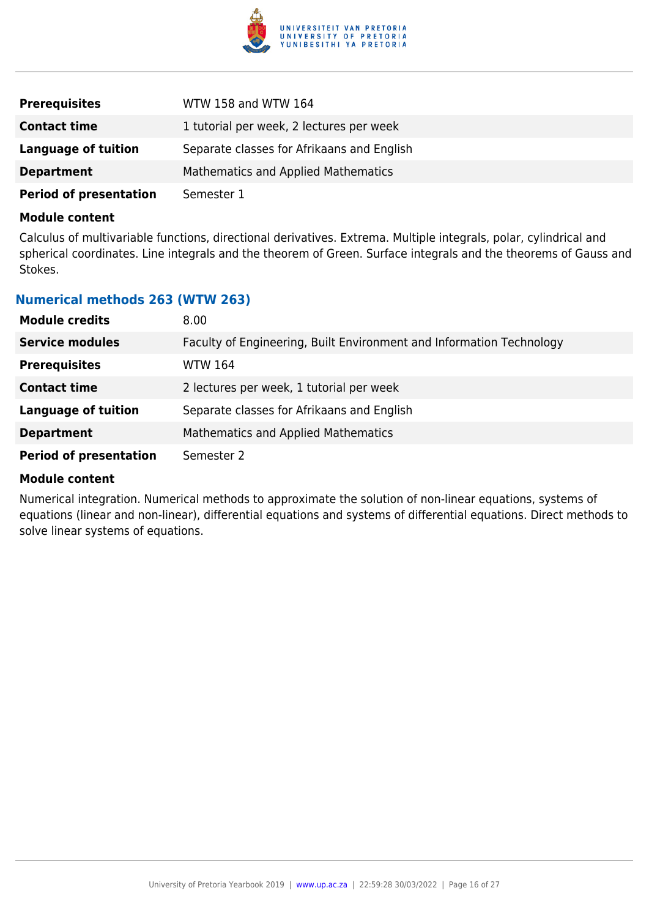| | |
|---|---|
| **Prerequisites** | WTW 158 and WTW 164 |
| **Contact time** | 1 tutorial per week, 2 lectures per week |
| **Language of tuition** | Separate classes for Afrikaans and English |
| **Department** | Mathematics and Applied Mathematics |
| **Period of presentation** | Semester 1 |

**Module content**

Calculus of multivariable functions, directional derivatives. Extrema. Multiple integrals, polar, cylindrical and spherical coordinates. Line integrals and the theorem of Green. Surface integrals and the theorems of Gauss and Stokes.

### Numerical methods 263 (WTW 263)

| | |
|---|---|
| **Module credits** | 8.00 |
| **Service modules** | Faculty of Engineering, Built Environment and Information Technology |
| **Prerequisites** | WTW 164 |
| **Contact time** | 2 lectures per week, 1 tutorial per week |
| **Language of tuition** | Separate classes for Afrikaans and English |
| **Department** | Mathematics and Applied Mathematics |
| **Period of presentation** | Semester 2 |

**Module content**

Numerical integration. Numerical methods to approximate the solution of non-linear equations, systems of equations (linear and non-linear), differential equations and systems of differential equations. Direct methods to solve linear systems of equations.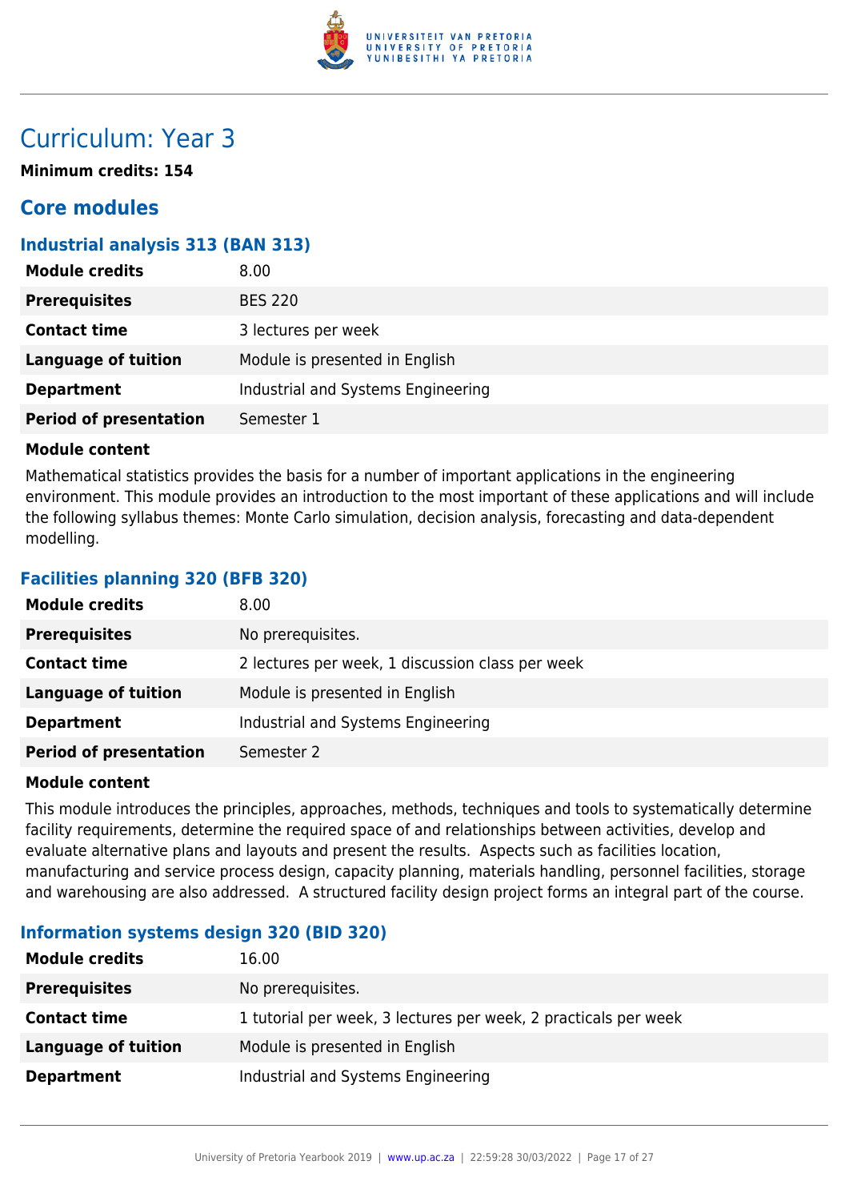# Curriculum: Year 3

**Minimum credits: 154**

## Core modules

### Industrial analysis 313 (BAN 313)

| | |
|---|---|
| **Module credits** | 8.00 |
| **Prerequisites** | BES 220 |
| **Contact time** | 3 lectures per week |
| **Language of tuition** | Module is presented in English |
| **Department** | Industrial and Systems Engineering |
| **Period of presentation** | Semester 1 |

**Module content**

Mathematical statistics provides the basis for a number of important applications in the engineering environment. This module provides an introduction to the most important of these applications and will include the following syllabus themes: Monte Carlo simulation, decision analysis, forecasting and data-dependent modelling.

### Facilities planning 320 (BFB 320)

| | |
|---|---|
| **Module credits** | 8.00 |
| **Prerequisites** | No prerequisites. |
| **Contact time** | 2 lectures per week, 1 discussion class per week |
| **Language of tuition** | Module is presented in English |
| **Department** | Industrial and Systems Engineering |
| **Period of presentation** | Semester 2 |

**Module content**

This module introduces the principles, approaches, methods, techniques and tools to systematically determine facility requirements, determine the required space of and relationships between activities, develop and evaluate alternative plans and layouts and present the results. Aspects such as facilities location, manufacturing and service process design, capacity planning, materials handling, personnel facilities, storage and warehousing are also addressed. A structured facility design project forms an integral part of the course.

### Information systems design 320 (BID 320)

| | |
|---|---|
| **Module credits** | 16.00 |
| **Prerequisites** | No prerequisites. |
| **Contact time** | 1 tutorial per week, 3 lectures per week, 2 practicals per week |
| **Language of tuition** | Module is presented in English |
| **Department** | Industrial and Systems Engineering |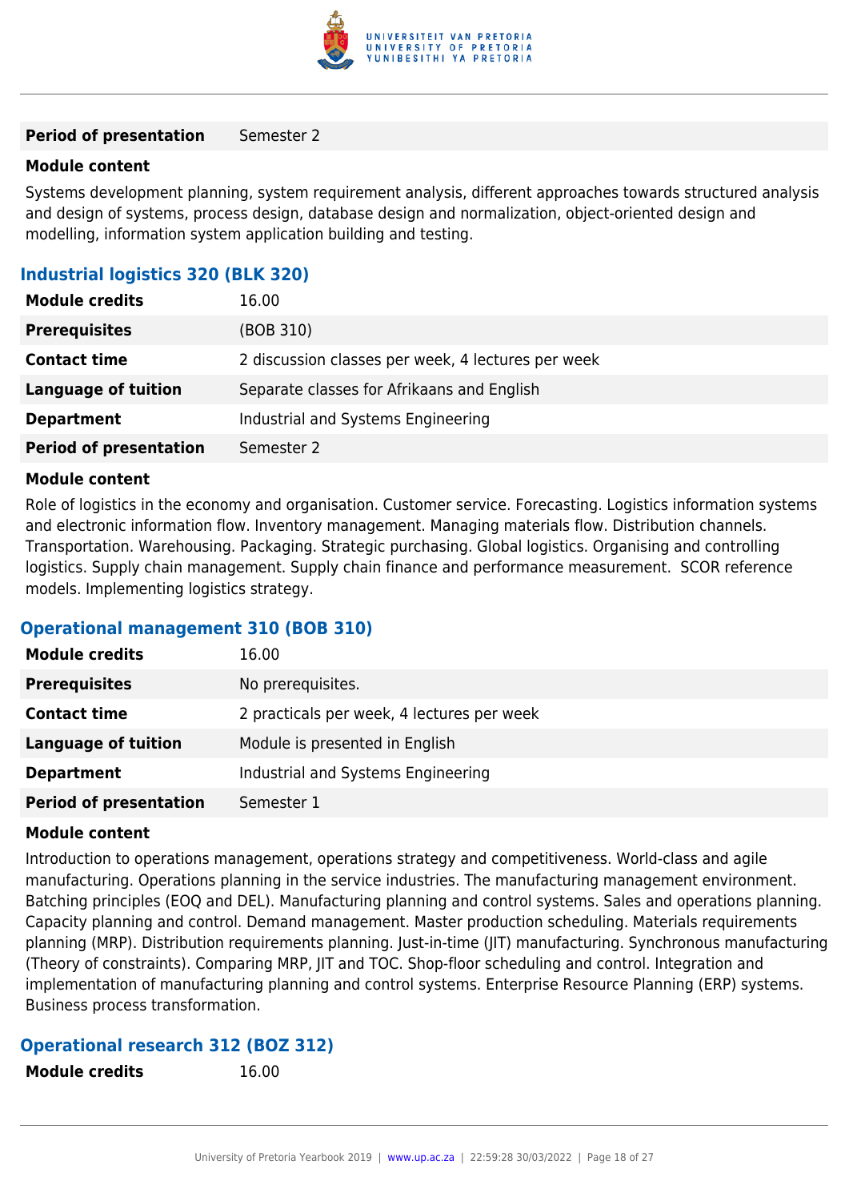| | |
|---|---|
| **Period of presentation** | Semester 2 |

**Module content**

Systems development planning, system requirement analysis, different approaches towards structured analysis and design of systems, process design, database design and normalization, object-oriented design and modelling, information system application building and testing.

### Industrial logistics 320 (BLK 320)

| | |
|---|---|
| **Module credits** | 16.00 |
| **Prerequisites** | (BOB 310) |
| **Contact time** | 2 discussion classes per week, 4 lectures per week |
| **Language of tuition** | Separate classes for Afrikaans and English |
| **Department** | Industrial and Systems Engineering |
| **Period of presentation** | Semester 2 |

**Module content**

Role of logistics in the economy and organisation. Customer service. Forecasting. Logistics information systems and electronic information flow. Inventory management. Managing materials flow. Distribution channels. Transportation. Warehousing. Packaging. Strategic purchasing. Global logistics. Organising and controlling logistics. Supply chain management. Supply chain finance and performance measurement. SCOR reference models. Implementing logistics strategy.

### Operational management 310 (BOB 310)

| | |
|---|---|
| **Module credits** | 16.00 |
| **Prerequisites** | No prerequisites. |
| **Contact time** | 2 practicals per week, 4 lectures per week |
| **Language of tuition** | Module is presented in English |
| **Department** | Industrial and Systems Engineering |
| **Period of presentation** | Semester 1 |

**Module content**

Introduction to operations management, operations strategy and competitiveness. World-class and agile manufacturing. Operations planning in the service industries. The manufacturing management environment. Batching principles (EOQ and DEL). Manufacturing planning and control systems. Sales and operations planning. Capacity planning and control. Demand management. Master production scheduling. Materials requirements planning (MRP). Distribution requirements planning. Just-in-time (JIT) manufacturing. Synchronous manufacturing (Theory of constraints). Comparing MRP, JIT and TOC. Shop-floor scheduling and control. Integration and implementation of manufacturing planning and control systems. Enterprise Resource Planning (ERP) systems. Business process transformation.

### Operational research 312 (BOZ 312)

| | |
|---|---|
| **Module credits** | 16.00 |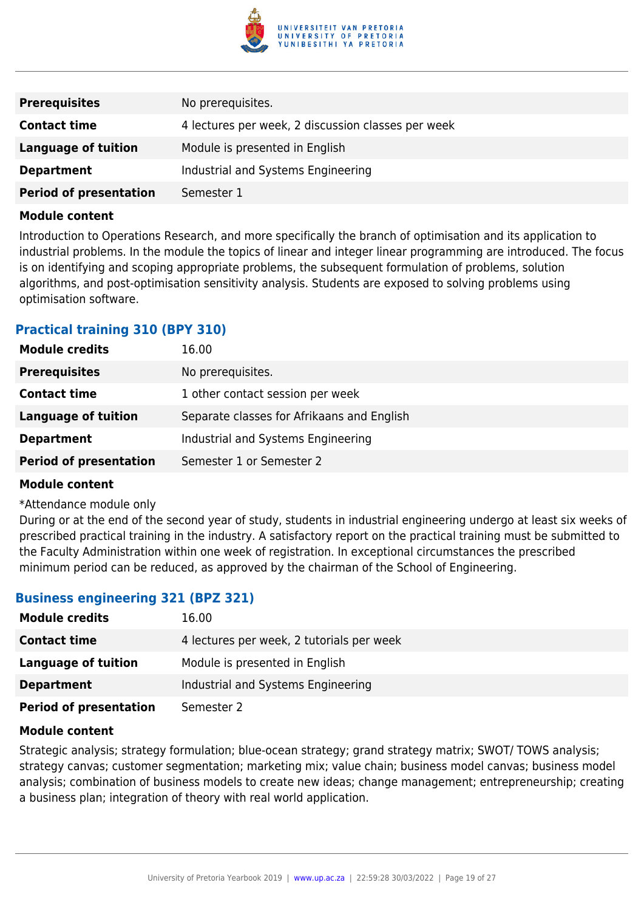| | |
|---|---|
| **Prerequisites** | No prerequisites. |
| **Contact time** | 4 lectures per week, 2 discussion classes per week |
| **Language of tuition** | Module is presented in English |
| **Department** | Industrial and Systems Engineering |
| **Period of presentation** | Semester 1 |

**Module content**

Introduction to Operations Research, and more specifically the branch of optimisation and its application to industrial problems. In the module the topics of linear and integer linear programming are introduced. The focus is on identifying and scoping appropriate problems, the subsequent formulation of problems, solution algorithms, and post-optimisation sensitivity analysis. Students are exposed to solving problems using optimisation software.

### Practical training 310 (BPY 310)

| | |
|---|---|
| **Module credits** | 16.00 |
| **Prerequisites** | No prerequisites. |
| **Contact time** | 1 other contact session per week |
| **Language of tuition** | Separate classes for Afrikaans and English |
| **Department** | Industrial and Systems Engineering |
| **Period of presentation** | Semester 1 or Semester 2 |

**Module content**

*Attendance module only
During or at the end of the second year of study, students in industrial engineering undergo at least six weeks of prescribed practical training in the industry. A satisfactory report on the practical training must be submitted to the Faculty Administration within one week of registration. In exceptional circumstances the prescribed minimum period can be reduced, as approved by the chairman of the School of Engineering.

### Business engineering 321 (BPZ 321)

| | |
|---|---|
| **Module credits** | 16.00 |
| **Contact time** | 4 lectures per week, 2 tutorials per week |
| **Language of tuition** | Module is presented in English |
| **Department** | Industrial and Systems Engineering |
| **Period of presentation** | Semester 2 |

**Module content**

Strategic analysis; strategy formulation; blue-ocean strategy; grand strategy matrix; SWOT/ TOWS analysis; strategy canvas; customer segmentation; marketing mix; value chain; business model canvas; business model analysis; combination of business models to create new ideas; change management; entrepreneurship; creating a business plan; integration of theory with real world application.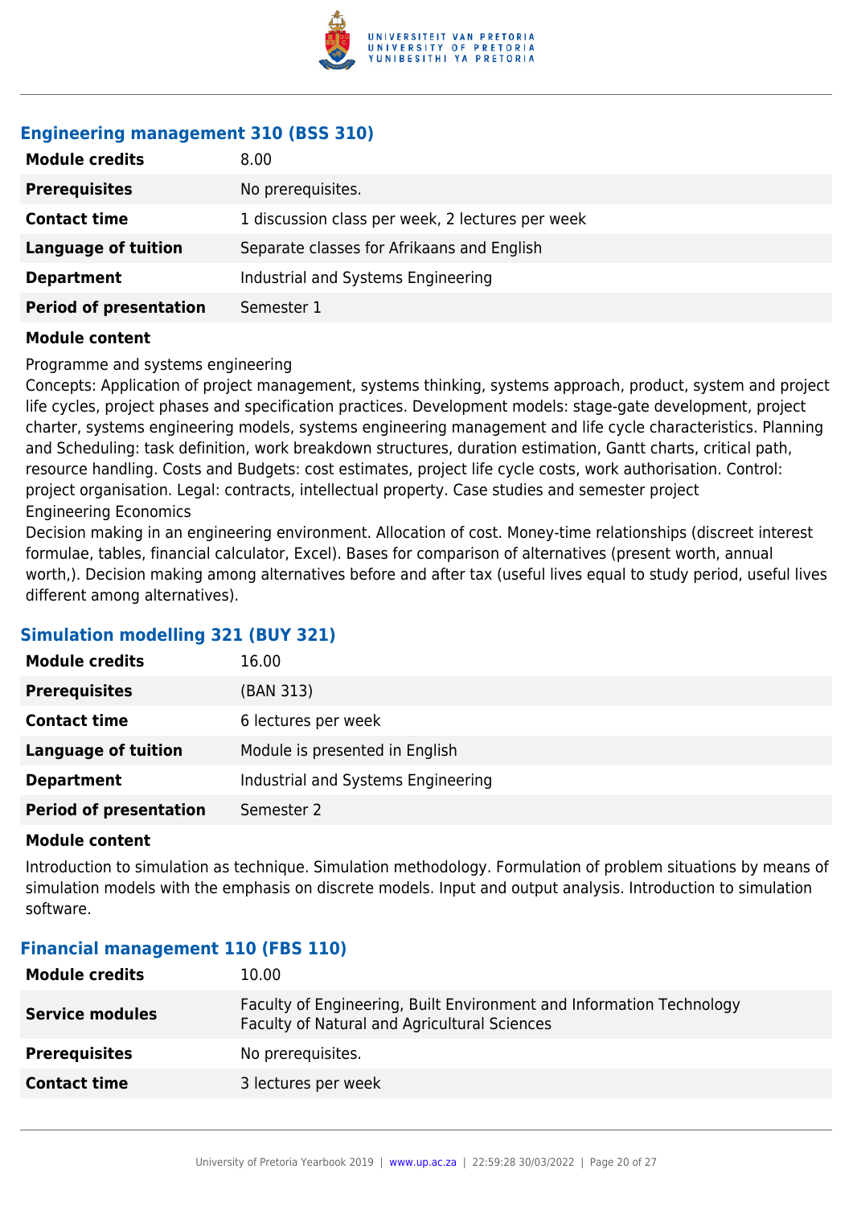### Engineering management 310 (BSS 310)

| | |
|---|---|
| **Module credits** | 8.00 |
| **Prerequisites** | No prerequisites. |
| **Contact time** | 1 discussion class per week, 2 lectures per week |
| **Language of tuition** | Separate classes for Afrikaans and English |
| **Department** | Industrial and Systems Engineering |
| **Period of presentation** | Semester 1 |

**Module content**

Programme and systems engineering
Concepts: Application of project management, systems thinking, systems approach, product, system and project life cycles, project phases and specification practices. Development models: stage-gate development, project charter, systems engineering models, systems engineering management and life cycle characteristics. Planning and Scheduling: task definition, work breakdown structures, duration estimation, Gantt charts, critical path, resource handling. Costs and Budgets: cost estimates, project life cycle costs, work authorisation. Control: project organisation. Legal: contracts, intellectual property. Case studies and semester project
Engineering Economics
Decision making in an engineering environment. Allocation of cost. Money-time relationships (discreet interest formulae, tables, financial calculator, Excel). Bases for comparison of alternatives (present worth, annual worth,). Decision making among alternatives before and after tax (useful lives equal to study period, useful lives different among alternatives).

### Simulation modelling 321 (BUY 321)

| | |
|---|---|
| **Module credits** | 16.00 |
| **Prerequisites** | (BAN 313) |
| **Contact time** | 6 lectures per week |
| **Language of tuition** | Module is presented in English |
| **Department** | Industrial and Systems Engineering |
| **Period of presentation** | Semester 2 |

**Module content**

Introduction to simulation as technique. Simulation methodology. Formulation of problem situations by means of simulation models with the emphasis on discrete models. Input and output analysis. Introduction to simulation software.

### Financial management 110 (FBS 110)

| | |
|---|---|
| **Module credits** | 10.00 |
| **Service modules** | Faculty of Engineering, Built Environment and Information Technology<br>Faculty of Natural and Agricultural Sciences |
| **Prerequisites** | No prerequisites. |
| **Contact time** | 3 lectures per week |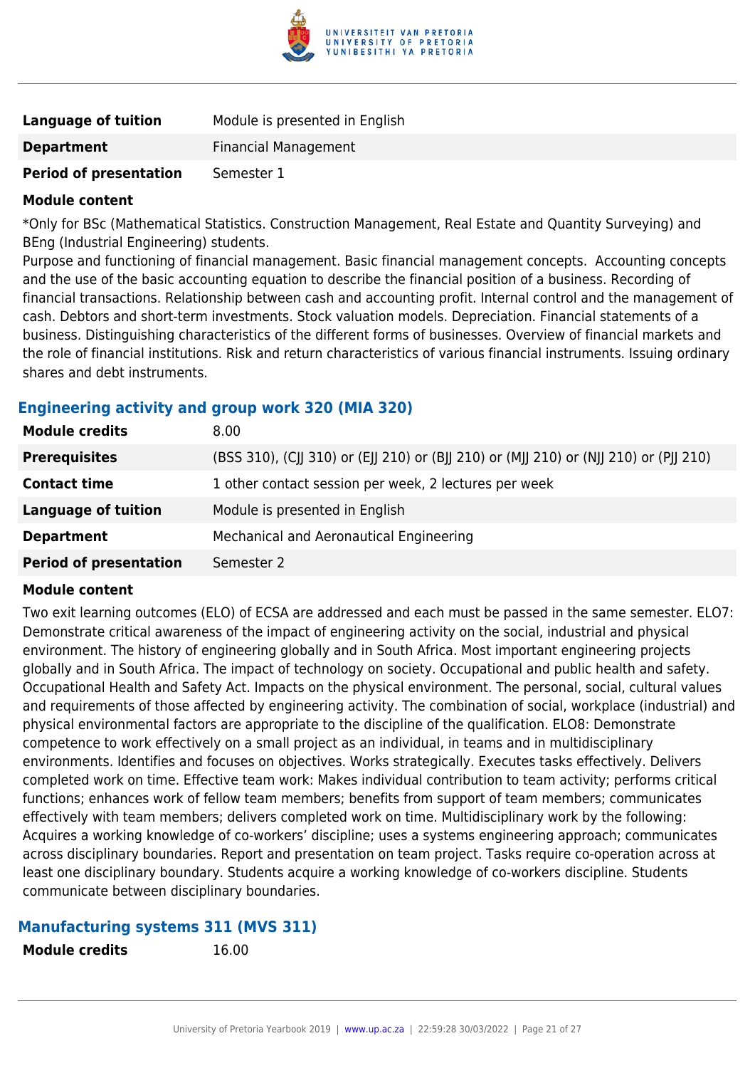| | |
|---|---|
| **Language of tuition** | Module is presented in English |
| **Department** | Financial Management |
| **Period of presentation** | Semester 1 |

**Module content**

*Only for BSc (Mathematical Statistics. Construction Management, Real Estate and Quantity Surveying) and BEng (Industrial Engineering) students.
Purpose and functioning of financial management. Basic financial management concepts. Accounting concepts and the use of the basic accounting equation to describe the financial position of a business. Recording of financial transactions. Relationship between cash and accounting profit. Internal control and the management of cash. Debtors and short-term investments. Stock valuation models. Depreciation. Financial statements of a business. Distinguishing characteristics of the different forms of businesses. Overview of financial markets and the role of financial institutions. Risk and return characteristics of various financial instruments. Issuing ordinary shares and debt instruments.

### Engineering activity and group work 320 (MIA 320)

| | |
|---|---|
| **Module credits** | 8.00 |
| **Prerequisites** | (BSS 310), (CJJ 310) or (EJJ 210) or (BJJ 210) or (MJJ 210) or (NJJ 210) or (PJJ 210) |
| **Contact time** | 1 other contact session per week, 2 lectures per week |
| **Language of tuition** | Module is presented in English |
| **Department** | Mechanical and Aeronautical Engineering |
| **Period of presentation** | Semester 2 |

**Module content**

Two exit learning outcomes (ELO) of ECSA are addressed and each must be passed in the same semester. ELO7: Demonstrate critical awareness of the impact of engineering activity on the social, industrial and physical environment. The history of engineering globally and in South Africa. Most important engineering projects globally and in South Africa. The impact of technology on society. Occupational and public health and safety. Occupational Health and Safety Act. Impacts on the physical environment. The personal, social, cultural values and requirements of those affected by engineering activity. The combination of social, workplace (industrial) and physical environmental factors are appropriate to the discipline of the qualification. ELO8: Demonstrate competence to work effectively on a small project as an individual, in teams and in multidisciplinary environments. Identifies and focuses on objectives. Works strategically. Executes tasks effectively. Delivers completed work on time. Effective team work: Makes individual contribution to team activity; performs critical functions; enhances work of fellow team members; benefits from support of team members; communicates effectively with team members; delivers completed work on time. Multidisciplinary work by the following: Acquires a working knowledge of co-workers' discipline; uses a systems engineering approach; communicates across disciplinary boundaries. Report and presentation on team project. Tasks require co-operation across at least one disciplinary boundary. Students acquire a working knowledge of co-workers discipline. Students communicate between disciplinary boundaries.

### Manufacturing systems 311 (MVS 311)

| | |
|---|---|
| **Module credits** | 16.00 |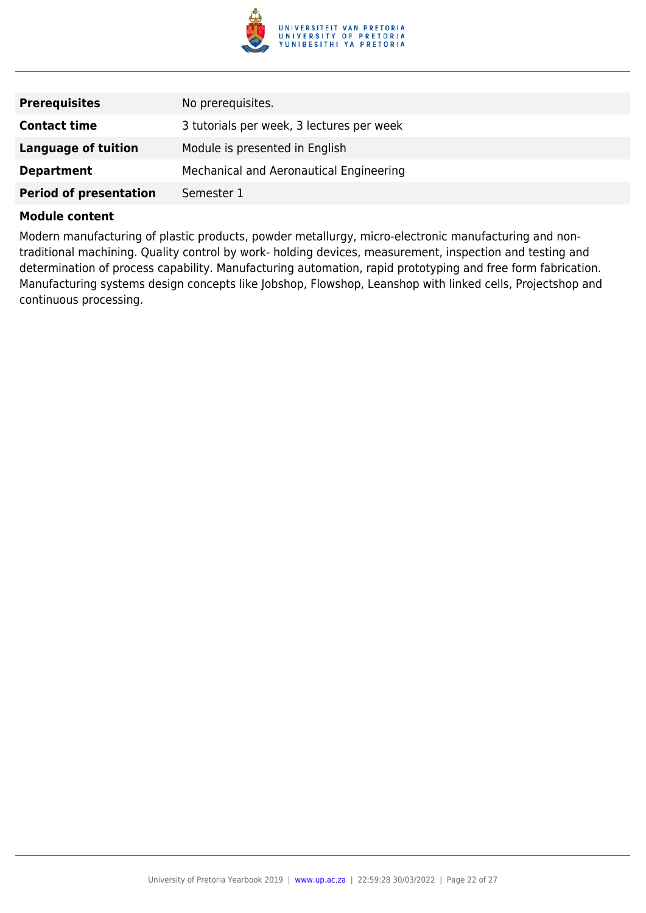| Prerequisites | No prerequisites. |
| --- | --- |
| **Contact time** | 3 tutorials per week, 3 lectures per week |
| **Language of tuition** | Module is presented in English |
| **Department** | Mechanical and Aeronautical Engineering |
| **Period of presentation** | Semester 1 |

**Module content**

Modern manufacturing of plastic products, powder metallurgy, micro-electronic manufacturing and non-traditional machining. Quality control by work- holding devices, measurement, inspection and testing and determination of process capability. Manufacturing automation, rapid prototyping and free form fabrication. Manufacturing systems design concepts like Jobshop, Flowshop, Leanshop with linked cells, Projectshop and continuous processing.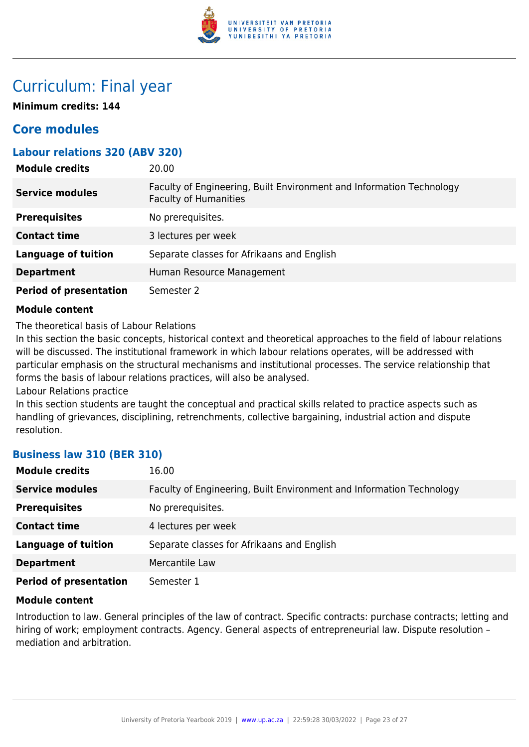# Curriculum: Final year

**Minimum credits: 144**

## Core modules

### Labour relations 320 (ABV 320)

| | |
|---|---|
| **Module credits** | 20.00 |
| **Service modules** | Faculty of Engineering, Built Environment and Information Technology<br>Faculty of Humanities |
| **Prerequisites** | No prerequisites. |
| **Contact time** | 3 lectures per week |
| **Language of tuition** | Separate classes for Afrikaans and English |
| **Department** | Human Resource Management |
| **Period of presentation** | Semester 2 |

**Module content**

The theoretical basis of Labour Relations

In this section the basic concepts, historical context and theoretical approaches to the field of labour relations will be discussed. The institutional framework in which labour relations operates, will be addressed with particular emphasis on the structural mechanisms and institutional processes. The service relationship that forms the basis of labour relations practices, will also be analysed.

Labour Relations practice

In this section students are taught the conceptual and practical skills related to practice aspects such as handling of grievances, disciplining, retrenchments, collective bargaining, industrial action and dispute resolution.

### Business law 310 (BER 310)

| | |
|---|---|
| **Module credits** | 16.00 |
| **Service modules** | Faculty of Engineering, Built Environment and Information Technology |
| **Prerequisites** | No prerequisites. |
| **Contact time** | 4 lectures per week |
| **Language of tuition** | Separate classes for Afrikaans and English |
| **Department** | Mercantile Law |
| **Period of presentation** | Semester 1 |

**Module content**

Introduction to law. General principles of the law of contract. Specific contracts: purchase contracts; letting and hiring of work; employment contracts. Agency. General aspects of entrepreneurial law. Dispute resolution – mediation and arbitration.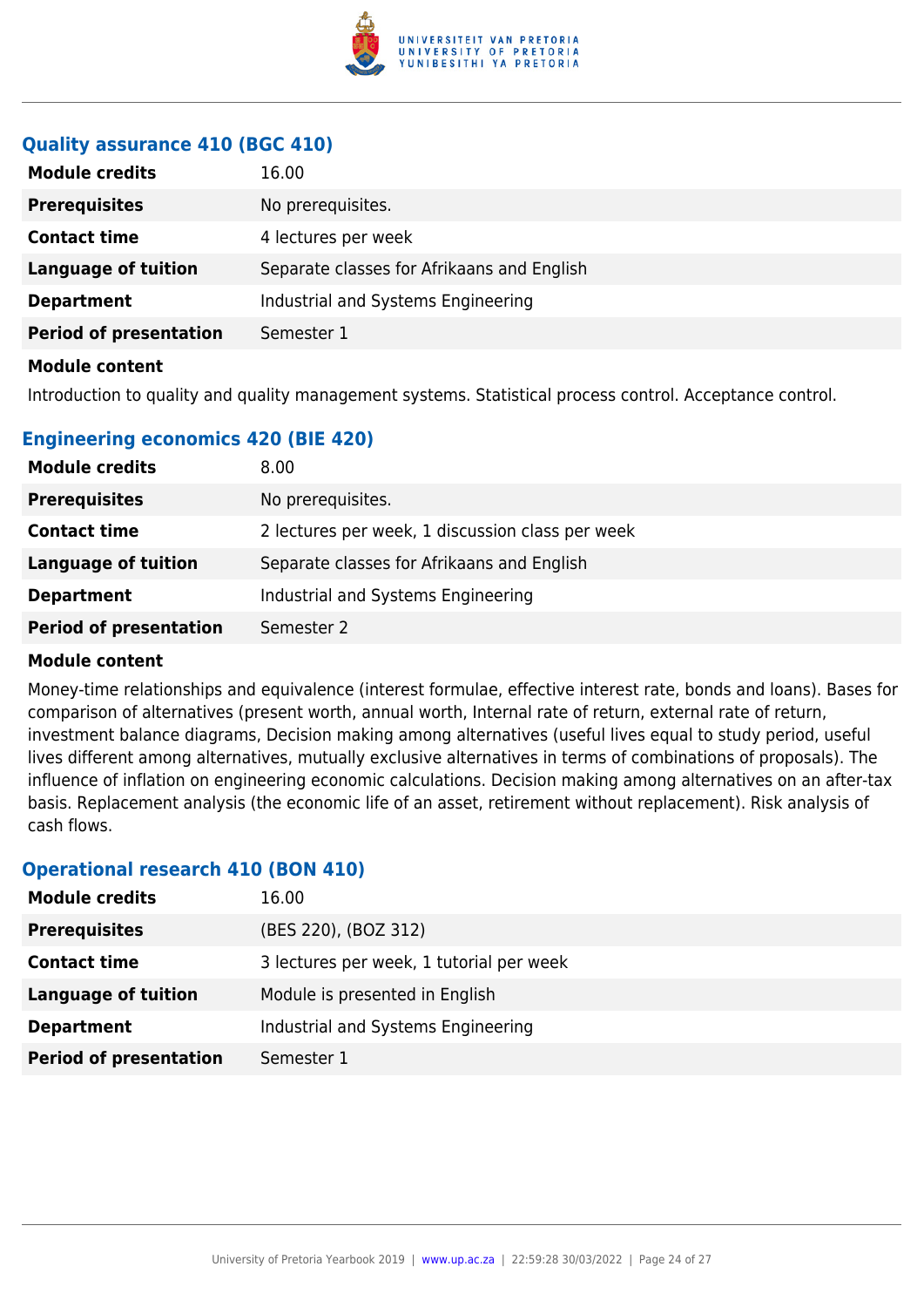### Quality assurance 410 (BGC 410)

| | |
|---|---|
| **Module credits** | 16.00 |
| **Prerequisites** | No prerequisites. |
| **Contact time** | 4 lectures per week |
| **Language of tuition** | Separate classes for Afrikaans and English |
| **Department** | Industrial and Systems Engineering |
| **Period of presentation** | Semester 1 |

**Module content**

Introduction to quality and quality management systems. Statistical process control. Acceptance control.

### Engineering economics 420 (BIE 420)

| | |
|---|---|
| **Module credits** | 8.00 |
| **Prerequisites** | No prerequisites. |
| **Contact time** | 2 lectures per week, 1 discussion class per week |
| **Language of tuition** | Separate classes for Afrikaans and English |
| **Department** | Industrial and Systems Engineering |
| **Period of presentation** | Semester 2 |

**Module content**

Money-time relationships and equivalence (interest formulae, effective interest rate, bonds and loans). Bases for comparison of alternatives (present worth, annual worth, Internal rate of return, external rate of return, investment balance diagrams, Decision making among alternatives (useful lives equal to study period, useful lives different among alternatives, mutually exclusive alternatives in terms of combinations of proposals). The influence of inflation on engineering economic calculations. Decision making among alternatives on an after-tax basis. Replacement analysis (the economic life of an asset, retirement without replacement). Risk analysis of cash flows.

### Operational research 410 (BON 410)

| | |
|---|---|
| **Module credits** | 16.00 |
| **Prerequisites** | (BES 220), (BOZ 312) |
| **Contact time** | 3 lectures per week, 1 tutorial per week |
| **Language of tuition** | Module is presented in English |
| **Department** | Industrial and Systems Engineering |
| **Period of presentation** | Semester 1 |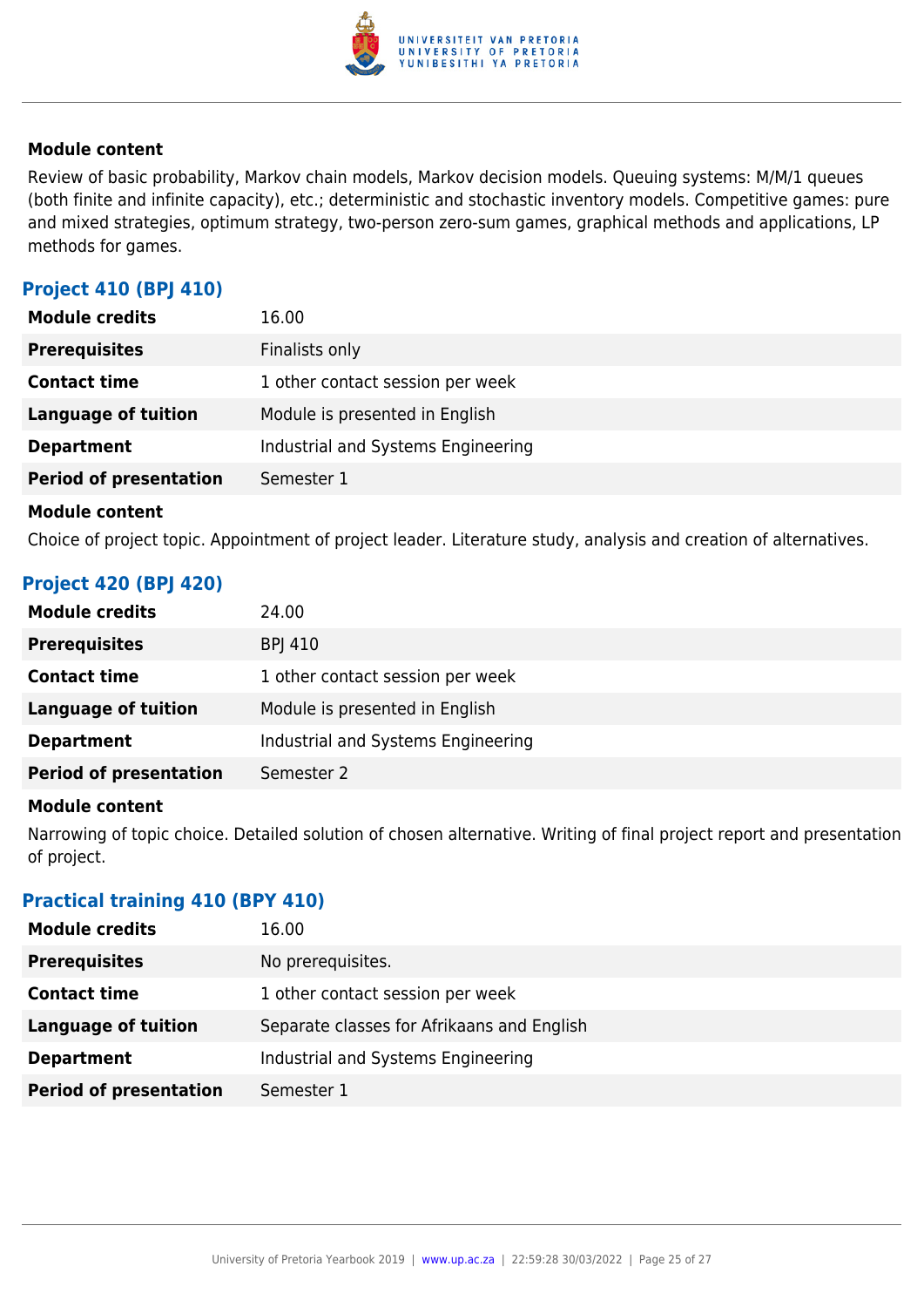#### Module content

Review of basic probability, Markov chain models, Markov decision models. Queuing systems: M/M/1 queues (both finite and infinite capacity), etc.; deterministic and stochastic inventory models. Competitive games: pure and mixed strategies, optimum strategy, two-person zero-sum games, graphical methods and applications, LP methods for games.

### Project 410 (BPJ 410)

| | |
|---|---|
| **Module credits** | 16.00 |
| **Prerequisites** | Finalists only |
| **Contact time** | 1 other contact session per week |
| **Language of tuition** | Module is presented in English |
| **Department** | Industrial and Systems Engineering |
| **Period of presentation** | Semester 1 |

#### Module content

Choice of project topic. Appointment of project leader. Literature study, analysis and creation of alternatives.

### Project 420 (BPJ 420)

| | |
|---|---|
| **Module credits** | 24.00 |
| **Prerequisites** | BPJ 410 |
| **Contact time** | 1 other contact session per week |
| **Language of tuition** | Module is presented in English |
| **Department** | Industrial and Systems Engineering |
| **Period of presentation** | Semester 2 |

#### Module content

Narrowing of topic choice. Detailed solution of chosen alternative. Writing of final project report and presentation of project.

### Practical training 410 (BPY 410)

| | |
|---|---|
| **Module credits** | 16.00 |
| **Prerequisites** | No prerequisites. |
| **Contact time** | 1 other contact session per week |
| **Language of tuition** | Separate classes for Afrikaans and English |
| **Department** | Industrial and Systems Engineering |
| **Period of presentation** | Semester 1 |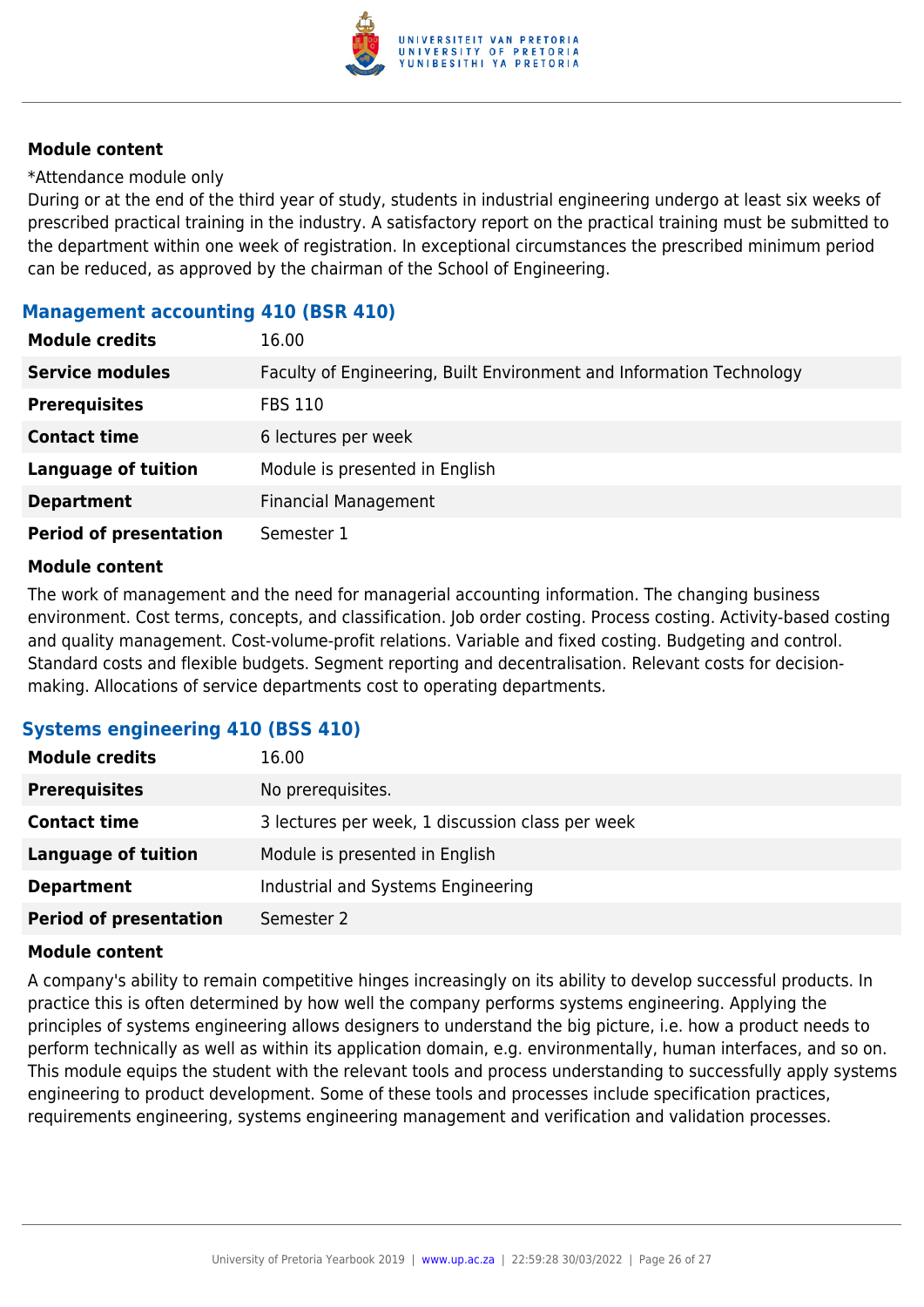#### Module content

*Attendance module only

During or at the end of the third year of study, students in industrial engineering undergo at least six weeks of prescribed practical training in the industry. A satisfactory report on the practical training must be submitted to the department within one week of registration. In exceptional circumstances the prescribed minimum period can be reduced, as approved by the chairman of the School of Engineering.

### Management accounting 410 (BSR 410)

| | |
|---|---|
| **Module credits** | 16.00 |
| **Service modules** | Faculty of Engineering, Built Environment and Information Technology |
| **Prerequisites** | FBS 110 |
| **Contact time** | 6 lectures per week |
| **Language of tuition** | Module is presented in English |
| **Department** | Financial Management |
| **Period of presentation** | Semester 1 |

#### Module content

The work of management and the need for managerial accounting information. The changing business environment. Cost terms, concepts, and classification. Job order costing. Process costing. Activity-based costing and quality management. Cost-volume-profit relations. Variable and fixed costing. Budgeting and control. Standard costs and flexible budgets. Segment reporting and decentralisation. Relevant costs for decision-making. Allocations of service departments cost to operating departments.

### Systems engineering 410 (BSS 410)

| | |
|---|---|
| **Module credits** | 16.00 |
| **Prerequisites** | No prerequisites. |
| **Contact time** | 3 lectures per week, 1 discussion class per week |
| **Language of tuition** | Module is presented in English |
| **Department** | Industrial and Systems Engineering |
| **Period of presentation** | Semester 2 |

#### Module content

A company's ability to remain competitive hinges increasingly on its ability to develop successful products. In practice this is often determined by how well the company performs systems engineering. Applying the principles of systems engineering allows designers to understand the big picture, i.e. how a product needs to perform technically as well as within its application domain, e.g. environmentally, human interfaces, and so on. This module equips the student with the relevant tools and process understanding to successfully apply systems engineering to product development. Some of these tools and processes include specification practices, requirements engineering, systems engineering management and verification and validation processes.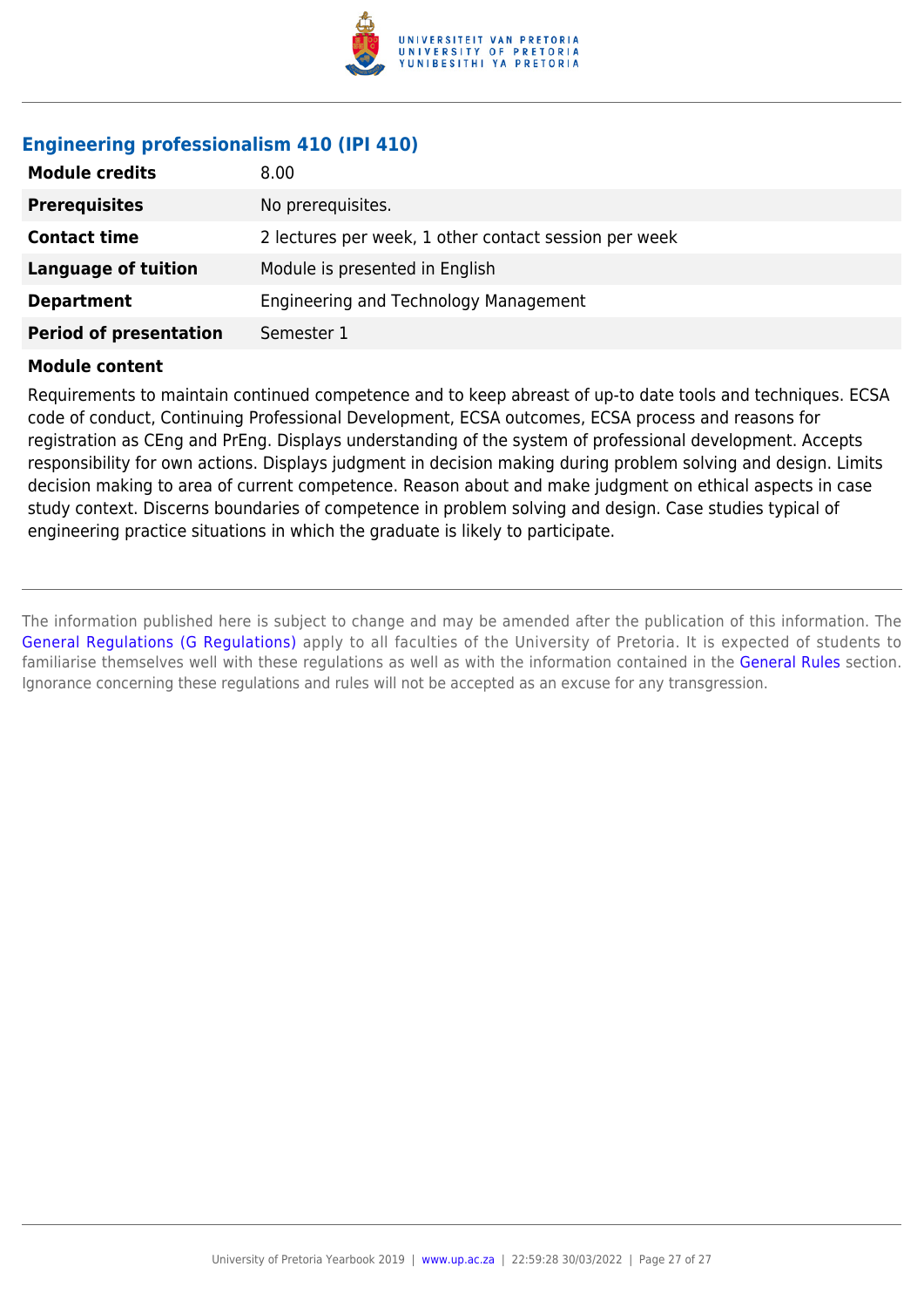## Engineering professionalism 410 (IPI 410)

| | |
|---|---|
| **Module credits** | 8.00 |
| **Prerequisites** | No prerequisites. |
| **Contact time** | 2 lectures per week, 1 other contact session per week |
| **Language of tuition** | Module is presented in English |
| **Department** | Engineering and Technology Management |
| **Period of presentation** | Semester 1 |

**Module content**

Requirements to maintain continued competence and to keep abreast of up-to date tools and techniques. ECSA code of conduct, Continuing Professional Development, ECSA outcomes, ECSA process and reasons for registration as CEng and PrEng. Displays understanding of the system of professional development. Accepts responsibility for own actions. Displays judgment in decision making during problem solving and design. Limits decision making to area of current competence. Reason about and make judgment on ethical aspects in case study context. Discerns boundaries of competence in problem solving and design. Case studies typical of engineering practice situations in which the graduate is likely to participate.

The information published here is subject to change and may be amended after the publication of this information. The General Regulations (G Regulations) apply to all faculties of the University of Pretoria. It is expected of students to familiarise themselves well with these regulations as well as with the information contained in the General Rules section. Ignorance concerning these regulations and rules will not be accepted as an excuse for any transgression.